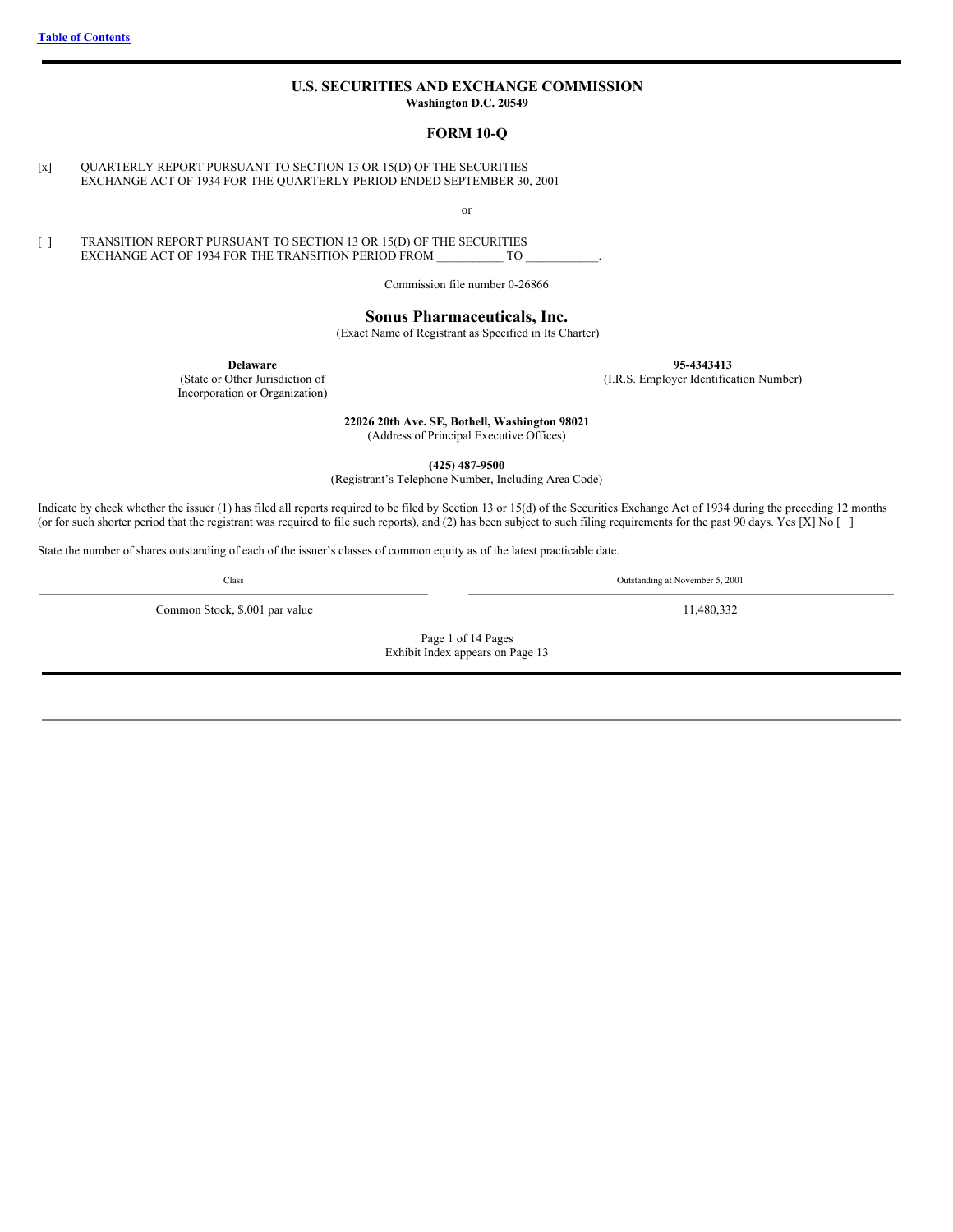Table of Contents

# U.S. SECURITIES AND EXCHANGE COMMISSION

**Washington D.C. 20549**

## FORM 10-Q

[x] QUARTERLY REPORT PURSUANT TO SECTION 13 OR 15(D) OF THE SECURITIES EXCHANGE ACT OF 1934 FOR THE QUARTERLY PERIOD ENDED SEPTEMBER 30, 2001

or

[ ] TRANSITION REPORT PURSUANT TO SECTION 13 OR 15(D) OF THE SECURITIES EXCHANGE ACT OF 1934 FOR THE TRANSITION PERIOD FROM __________ TO ___________.

Commission file number 0-26866

## Sonus Pharmaceuticals, Inc.

(Exact Name of Registrant as Specified in Its Charter)

| **Delaware** | **95-4343413** |
|---|---|
| (State or Other Jurisdiction of Incorporation or Organization) | (I.R.S. Employer Identification Number) |

**22026 20th Ave. SE, Bothell, Washington 98021**
(Address of Principal Executive Offices)

**(425) 487-9500**
(Registrant's Telephone Number, Including Area Code)

Indicate by check whether the issuer (1) has filed all reports required to be filed by Section 13 or 15(d) of the Securities Exchange Act of 1934 during the preceding 12 months (or for such shorter period that the registrant was required to file such reports), and (2) has been subject to such filing requirements for the past 90 days. Yes [X] No [ ]

State the number of shares outstanding of each of the issuer's classes of common equity as of the latest practicable date.

| Class | Outstanding at November 5, 2001 |
|---|---|
| Common Stock, $.001 par value | 11,480,332 |

Page 1 of 14 Pages
Exhibit Index appears on Page 13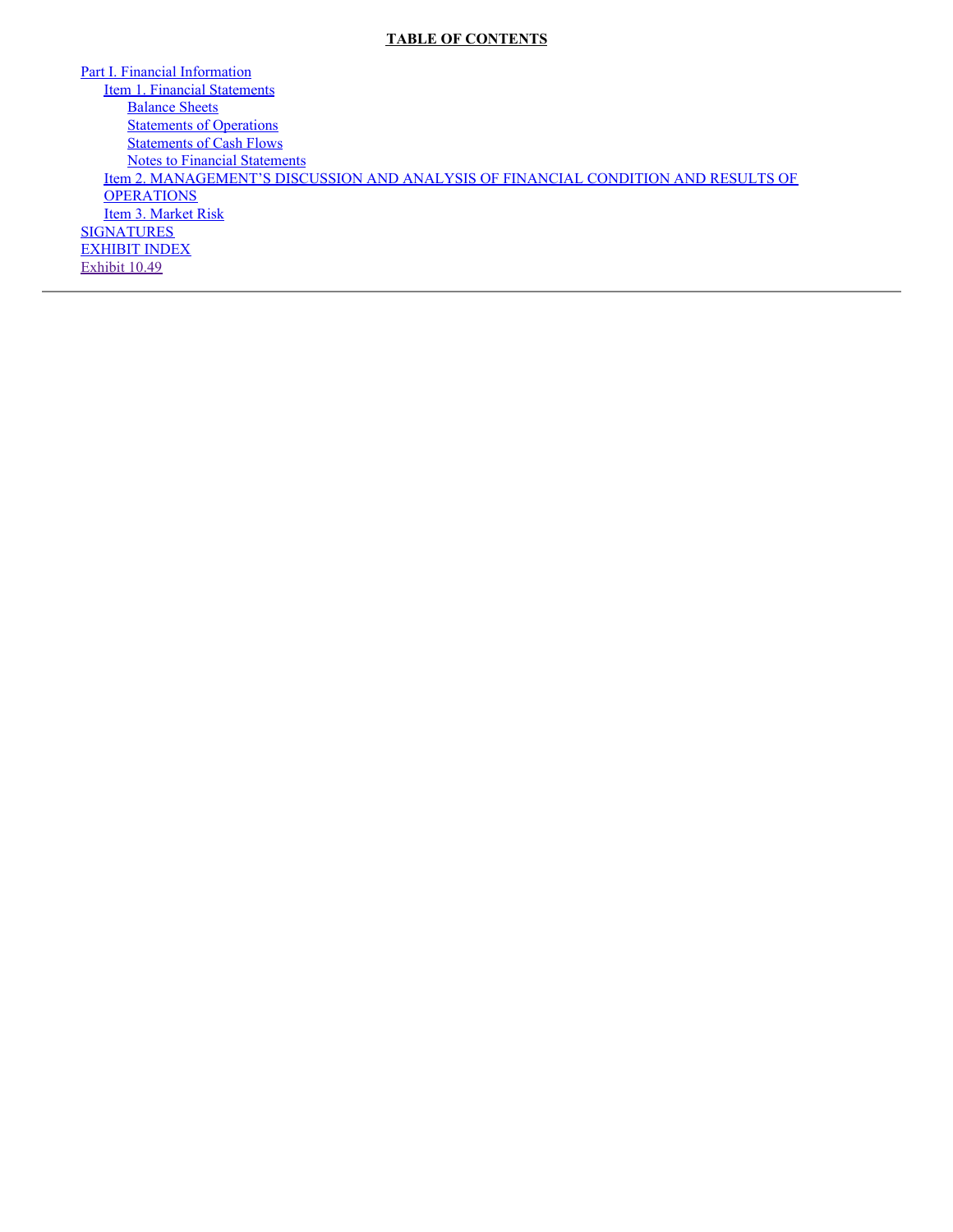**TABLE OF CONTENTS**

- Part I. Financial Information
  - Item 1. Financial Statements
    - Balance Sheets
    - Statements of Operations
    - Statements of Cash Flows
    - Notes to Financial Statements
  - Item 2. MANAGEMENT’S DISCUSSION AND ANALYSIS OF FINANCIAL CONDITION AND RESULTS OF OPERATIONS
  - Item 3. Market Risk
- SIGNATURES
- EXHIBIT INDEX
- Exhibit 10.49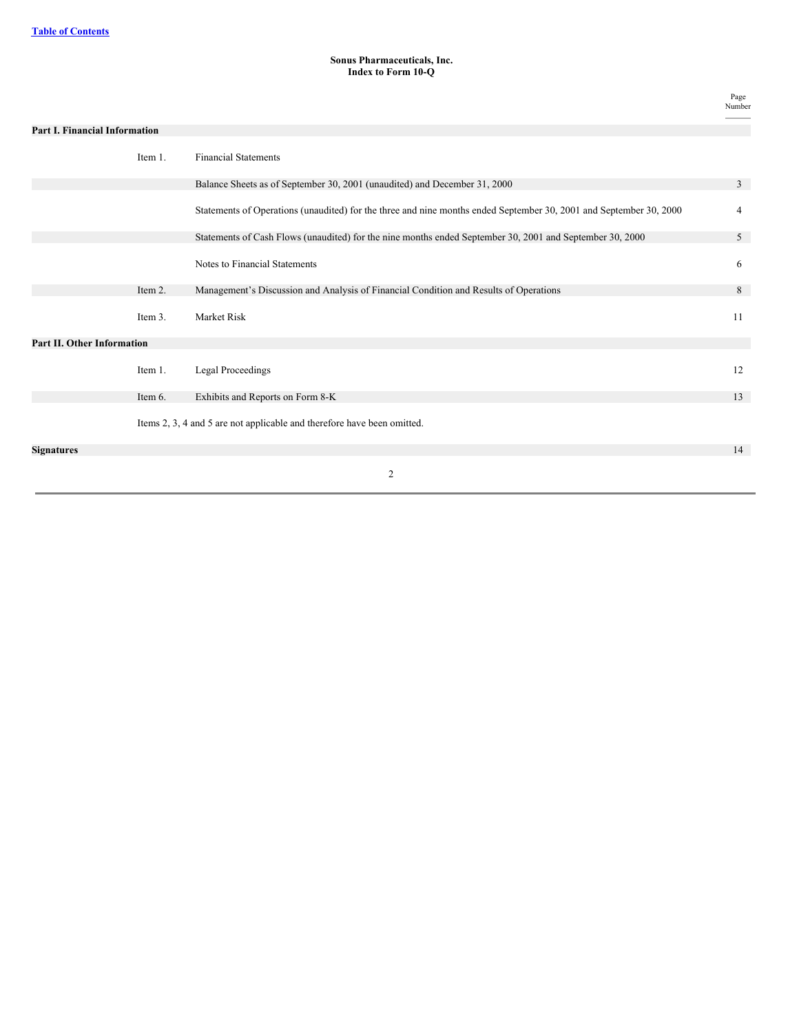[Table of Contents]

**Sonus Pharmaceuticals, Inc.**
**Index to Form 10-Q**

| | | | Page Number |
|---|---|---|---|
| **Part I. Financial Information** | | | |
| | Item 1. | Financial Statements | |
| | | Balance Sheets as of September 30, 2001 (unaudited) and December 31, 2000 | 3 |
| | | Statements of Operations (unaudited) for the three and nine months ended September 30, 2001 and September 30, 2000 | 4 |
| | | Statements of Cash Flows (unaudited) for the nine months ended September 30, 2001 and September 30, 2000 | 5 |
| | | Notes to Financial Statements | 6 |
| | Item 2. | Management's Discussion and Analysis of Financial Condition and Results of Operations | 8 |
| | Item 3. | Market Risk | 11 |
| **Part II. Other Information** | | | |
| | Item 1. | Legal Proceedings | 12 |
| | Item 6. | Exhibits and Reports on Form 8-K | 13 |
| | Items 2, 3, 4 and 5 are not applicable and therefore have been omitted. | | |
| **Signatures** | | | 14 |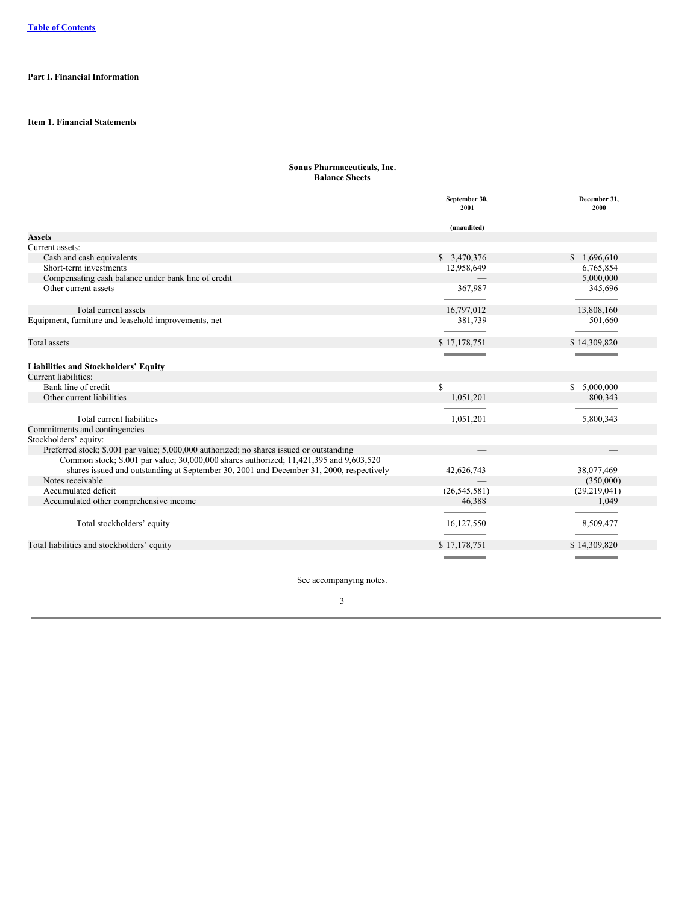[Table of Contents](#)

**Part I. Financial Information**

**Item 1. Financial Statements**

**Sonus Pharmaceuticals, Inc.**
**Balance Sheets**

| | September 30, 2001 | December 31, 2000 |
|---|---|---|
| | (unaudited) | |
| **Assets** | | |
| Current assets: | | |
| Cash and cash equivalents | $ 3,470,376 | $ 1,696,610 |
| Short-term investments | 12,958,649 | 6,765,854 |
| Compensating cash balance under bank line of credit | — | 5,000,000 |
| Other current assets | 367,987 | 345,696 |
| Total current assets | 16,797,012 | 13,808,160 |
| Equipment, furniture and leasehold improvements, net | 381,739 | 501,660 |
| Total assets | $ 17,178,751 | $ 14,309,820 |
| **Liabilities and Stockholders' Equity** | | |
| Current liabilities: | | |
| Bank line of credit | $ — | $ 5,000,000 |
| Other current liabilities | 1,051,201 | 800,343 |
| Total current liabilities | 1,051,201 | 5,800,343 |
| Commitments and contingencies | | |
| Stockholders' equity: | | |
| Preferred stock; $.001 par value; 5,000,000 authorized; no shares issued or outstanding | — | — |
| Common stock; $.001 par value; 30,000,000 shares authorized; 11,421,395 and 9,603,520 shares issued and outstanding at September 30, 2001 and December 31, 2000, respectively | 42,626,743 | 38,077,469 |
| Notes receivable | — | (350,000) |
| Accumulated deficit | (26,545,581) | (29,219,041) |
| Accumulated other comprehensive income | 46,388 | 1,049 |
| Total stockholders' equity | 16,127,550 | 8,509,477 |
| Total liabilities and stockholders' equity | $ 17,178,751 | $ 14,309,820 |

See accompanying notes.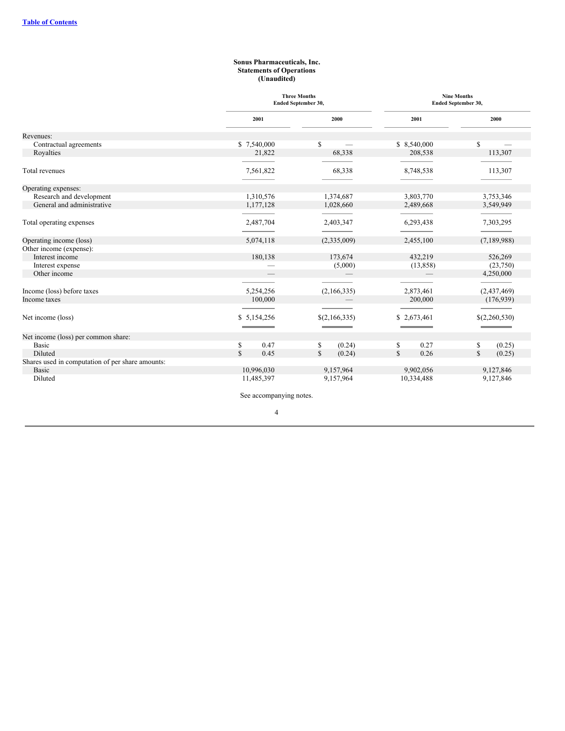[Table of Contents](#)

**Sonus Pharmaceuticals, Inc.**
**Statements of Operations**
**(Unaudited)**

| | Three Months Ended September 30, | | Nine Months Ended September 30, | |
|---|---|---|---|---|
| | 2001 | 2000 | 2001 | 2000 |
| Revenues: | | | | |
| Contractual agreements | $ 7,540,000 | $ — | $ 8,540,000 | $ — |
| Royalties | 21,822 | 68,338 | 208,538 | 113,307 |
| Total revenues | 7,561,822 | 68,338 | 8,748,538 | 113,307 |
| Operating expenses: | | | | |
| Research and development | 1,310,576 | 1,374,687 | 3,803,770 | 3,753,346 |
| General and administrative | 1,177,128 | 1,028,660 | 2,489,668 | 3,549,949 |
| Total operating expenses | 2,487,704 | 2,403,347 | 6,293,438 | 7,303,295 |
| Operating income (loss) | 5,074,118 | (2,335,009) | 2,455,100 | (7,189,988) |
| Other income (expense): | | | | |
| Interest income | 180,138 | 173,674 | 432,219 | 526,269 |
| Interest expense | — | (5,000) | (13,858) | (23,750) |
| Other income | — | — | — | 4,250,000 |
| Income (loss) before taxes | 5,254,256 | (2,166,335) | 2,873,461 | (2,437,469) |
| Income taxes | 100,000 | — | 200,000 | (176,939) |
| Net income (loss) | $ 5,154,256 | $(2,166,335) | $ 2,673,461 | $(2,260,530) |
| Net income (loss) per common share: | | | | |
| Basic | $ 0.47 | $ (0.24) | $ 0.27 | $ (0.25) |
| Diluted | $ 0.45 | $ (0.24) | $ 0.26 | $ (0.25) |
| Shares used in computation of per share amounts: | | | | |
| Basic | 10,996,030 | 9,157,964 | 9,902,056 | 9,127,846 |
| Diluted | 11,485,397 | 9,157,964 | 10,334,488 | 9,127,846 |

See accompanying notes.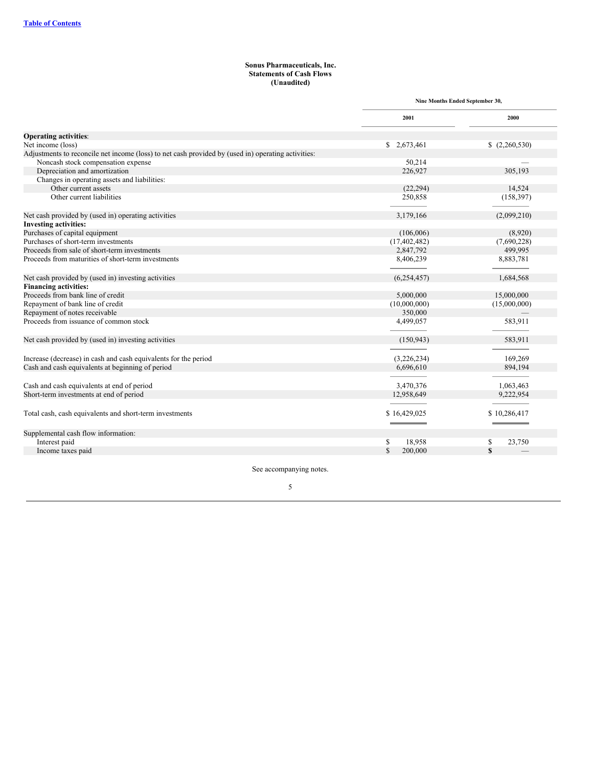[Table of Contents](#)

**Sonus Pharmaceuticals, Inc.**
**Statements of Cash Flows**
**(Unaudited)**

| | Nine Months Ended September 30, | |
|---|---|---|
| | 2001 | 2000 |
| **Operating activities**: | | |
| Net income (loss) | $ 2,673,461 | $ (2,260,530) |
| Adjustments to reconcile net income (loss) to net cash provided by (used in) operating activities: | | |
| Noncash stock compensation expense | 50,214 | — |
| Depreciation and amortization | 226,927 | 305,193 |
| Changes in operating assets and liabilities: | | |
| Other current assets | (22,294) | 14,524 |
| Other current liabilities | 250,858 | (158,397) |
| Net cash provided by (used in) operating activities | 3,179,166 | (2,099,210) |
| **Investing activities:** | | |
| Purchases of capital equipment | (106,006) | (8,920) |
| Purchases of short-term investments | (17,402,482) | (7,690,228) |
| Proceeds from sale of short-term investments | 2,847,792 | 499,995 |
| Proceeds from maturities of short-term investments | 8,406,239 | 8,883,781 |
| Net cash provided by (used in) investing activities | (6,254,457) | 1,684,568 |
| **Financing activities:** | | |
| Proceeds from bank line of credit | 5,000,000 | 15,000,000 |
| Repayment of bank line of credit | (10,000,000) | (15,000,000) |
| Repayment of notes receivable | 350,000 | — |
| Proceeds from issuance of common stock | 4,499,057 | 583,911 |
| Net cash provided by (used in) investing activities | (150,943) | 583,911 |
| Increase (decrease) in cash and cash equivalents for the period | (3,226,234) | 169,269 |
| Cash and cash equivalents at beginning of period | 6,696,610 | 894,194 |
| Cash and cash equivalents at end of period | 3,470,376 | 1,063,463 |
| Short-term investments at end of period | 12,958,649 | 9,222,954 |
| Total cash, cash equivalents and short-term investments | $ 16,429,025 | $ 10,286,417 |
| Supplemental cash flow information: | | |
| Interest paid | $ 18,958 | $ 23,750 |
| Income taxes paid | $ 200,000 | $ — |

See accompanying notes.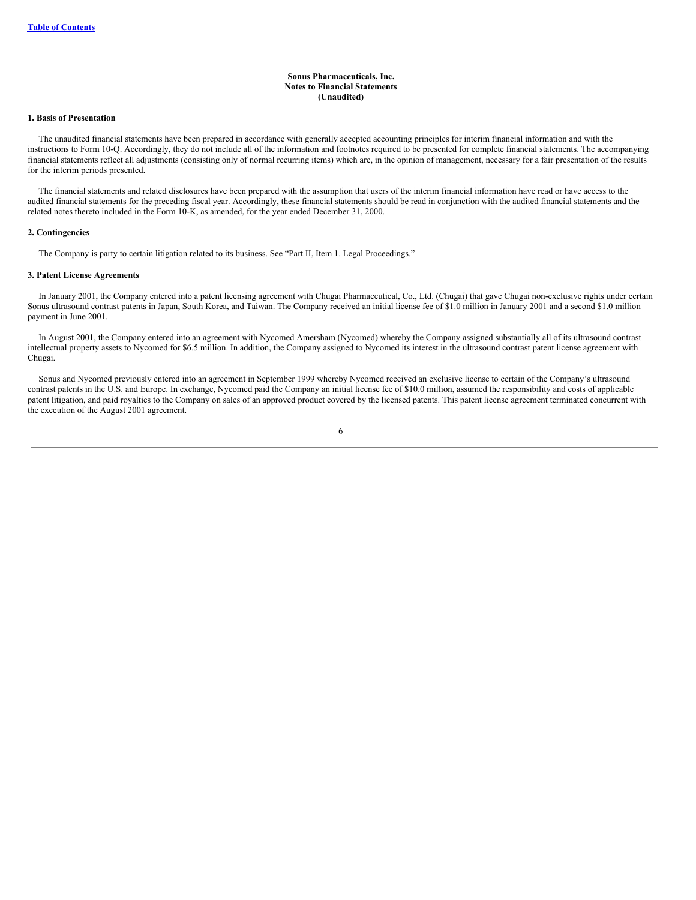**Sonus Pharmaceuticals, Inc.**
**Notes to Financial Statements**
**(Unaudited)**

**1. Basis of Presentation**

The unaudited financial statements have been prepared in accordance with generally accepted accounting principles for interim financial information and with the instructions to Form 10-Q. Accordingly, they do not include all of the information and footnotes required to be presented for complete financial statements. The accompanying financial statements reflect all adjustments (consisting only of normal recurring items) which are, in the opinion of management, necessary for a fair presentation of the results for the interim periods presented.

The financial statements and related disclosures have been prepared with the assumption that users of the interim financial information have read or have access to the audited financial statements for the preceding fiscal year. Accordingly, these financial statements should be read in conjunction with the audited financial statements and the related notes thereto included in the Form 10-K, as amended, for the year ended December 31, 2000.

**2. Contingencies**

The Company is party to certain litigation related to its business. See "Part II, Item 1. Legal Proceedings."

**3. Patent License Agreements**

In January 2001, the Company entered into a patent licensing agreement with Chugai Pharmaceutical, Co., Ltd. (Chugai) that gave Chugai non-exclusive rights under certain Sonus ultrasound contrast patents in Japan, South Korea, and Taiwan. The Company received an initial license fee of $1.0 million in January 2001 and a second $1.0 million payment in June 2001.

In August 2001, the Company entered into an agreement with Nycomed Amersham (Nycomed) whereby the Company assigned substantially all of its ultrasound contrast intellectual property assets to Nycomed for $6.5 million. In addition, the Company assigned to Nycomed its interest in the ultrasound contrast patent license agreement with Chugai.

Sonus and Nycomed previously entered into an agreement in September 1999 whereby Nycomed received an exclusive license to certain of the Company's ultrasound contrast patents in the U.S. and Europe. In exchange, Nycomed paid the Company an initial license fee of $10.0 million, assumed the responsibility and costs of applicable patent litigation, and paid royalties to the Company on sales of an approved product covered by the licensed patents. This patent license agreement terminated concurrent with the execution of the August 2001 agreement.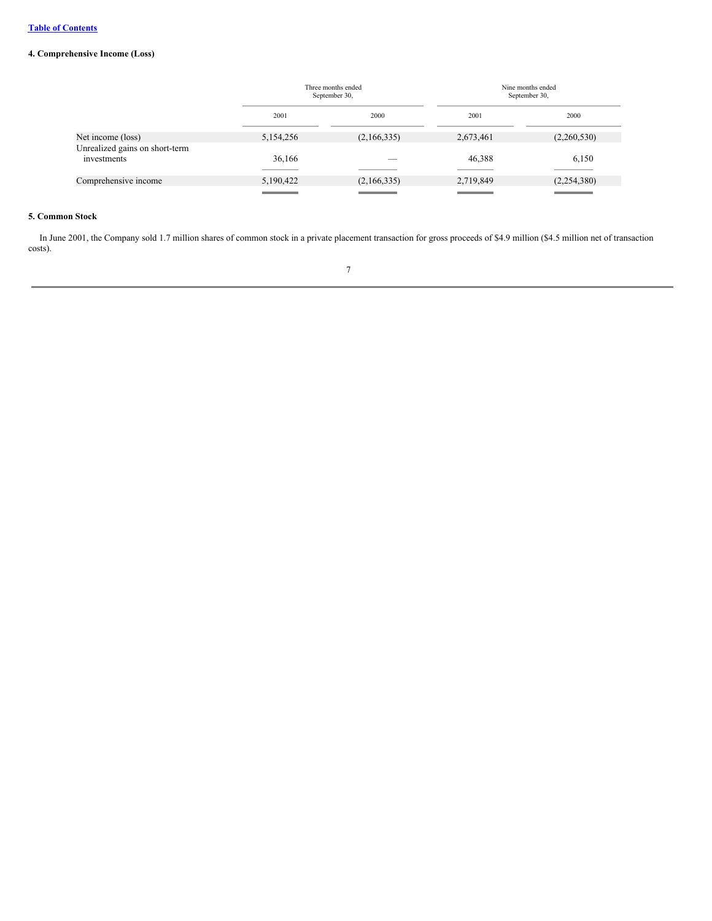[Table of Contents](#)

### 4. Comprehensive Income (Loss)

| | Three months ended September 30, | | Nine months ended September 30, | |
|---|---|---|---|---|
| | 2001 | 2000 | 2001 | 2000 |
| Net income (loss) | 5,154,256 | (2,166,335) | 2,673,461 | (2,260,530) |
| Unrealized gains on short-term investments | 36,166 | — | 46,388 | 6,150 |
| Comprehensive income | 5,190,422 | (2,166,335) | 2,719,849 | (2,254,380) |

### 5. Common Stock

In June 2001, the Company sold 1.7 million shares of common stock in a private placement transaction for gross proceeds of $4.9 million ($4.5 million net of transaction costs).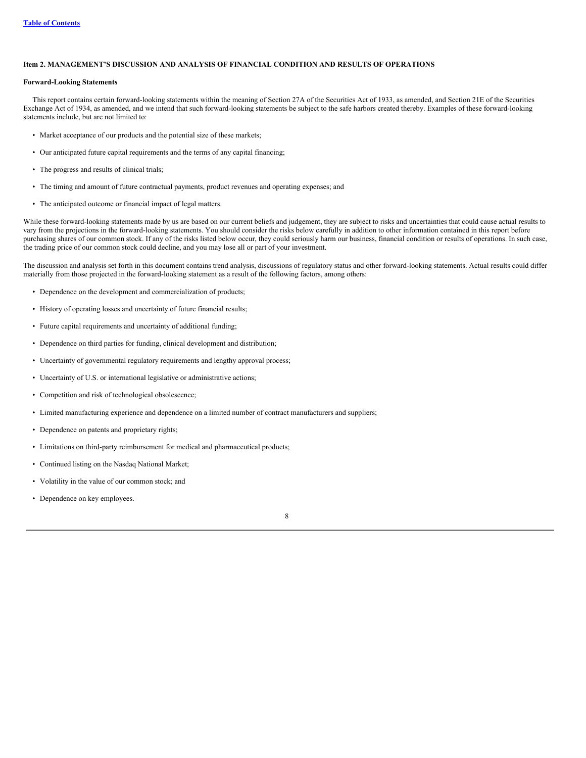## Item 2. MANAGEMENT'S DISCUSSION AND ANALYSIS OF FINANCIAL CONDITION AND RESULTS OF OPERATIONS

### Forward-Looking Statements

This report contains certain forward-looking statements within the meaning of Section 27A of the Securities Act of 1933, as amended, and Section 21E of the Securities Exchange Act of 1934, as amended, and we intend that such forward-looking statements be subject to the safe harbors created thereby. Examples of these forward-looking statements include, but are not limited to:

- Market acceptance of our products and the potential size of these markets;
- Our anticipated future capital requirements and the terms of any capital financing;
- The progress and results of clinical trials;
- The timing and amount of future contractual payments, product revenues and operating expenses; and
- The anticipated outcome or financial impact of legal matters.

While these forward-looking statements made by us are based on our current beliefs and judgement, they are subject to risks and uncertainties that could cause actual results to vary from the projections in the forward-looking statements. You should consider the risks below carefully in addition to other information contained in this report before purchasing shares of our common stock. If any of the risks listed below occur, they could seriously harm our business, financial condition or results of operations. In such case, the trading price of our common stock could decline, and you may lose all or part of your investment.

The discussion and analysis set forth in this document contains trend analysis, discussions of regulatory status and other forward-looking statements. Actual results could differ materially from those projected in the forward-looking statement as a result of the following factors, among others:

- Dependence on the development and commercialization of products;
- History of operating losses and uncertainty of future financial results;
- Future capital requirements and uncertainty of additional funding;
- Dependence on third parties for funding, clinical development and distribution;
- Uncertainty of governmental regulatory requirements and lengthy approval process;
- Uncertainty of U.S. or international legislative or administrative actions;
- Competition and risk of technological obsolescence;
- Limited manufacturing experience and dependence on a limited number of contract manufacturers and suppliers;
- Dependence on patents and proprietary rights;
- Limitations on third-party reimbursement for medical and pharmaceutical products;
- Continued listing on the Nasdaq National Market;
- Volatility in the value of our common stock; and
- Dependence on key employees.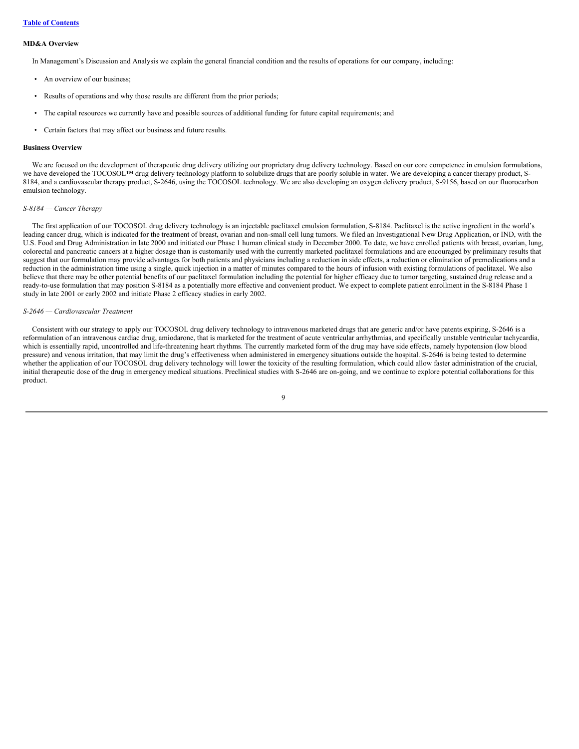**MD&A Overview**

In Management's Discussion and Analysis we explain the general financial condition and the results of operations for our company, including:

- An overview of our business;
- Results of operations and why those results are different from the prior periods;
- The capital resources we currently have and possible sources of additional funding for future capital requirements; and
- Certain factors that may affect our business and future results.

**Business Overview**

We are focused on the development of therapeutic drug delivery utilizing our proprietary drug delivery technology. Based on our core competence in emulsion formulations, we have developed the TOCOSOL™ drug delivery technology platform to solubilize drugs that are poorly soluble in water. We are developing a cancer therapy product, S-8184, and a cardiovascular therapy product, S-2646, using the TOCOSOL technology. We are also developing an oxygen delivery product, S-9156, based on our fluorocarbon emulsion technology.

*S-8184 — Cancer Therapy*

The first application of our TOCOSOL drug delivery technology is an injectable paclitaxel emulsion formulation, S-8184. Paclitaxel is the active ingredient in the world's leading cancer drug, which is indicated for the treatment of breast, ovarian and non-small cell lung tumors. We filed an Investigational New Drug Application, or IND, with the U.S. Food and Drug Administration in late 2000 and initiated our Phase 1 human clinical study in December 2000. To date, we have enrolled patients with breast, ovarian, lung, colorectal and pancreatic cancers at a higher dosage than is customarily used with the currently marketed paclitaxel formulations and are encouraged by preliminary results that suggest that our formulation may provide advantages for both patients and physicians including a reduction in side effects, a reduction or elimination of premedications and a reduction in the administration time using a single, quick injection in a matter of minutes compared to the hours of infusion with existing formulations of paclitaxel. We also believe that there may be other potential benefits of our paclitaxel formulation including the potential for higher efficacy due to tumor targeting, sustained drug release and a ready-to-use formulation that may position S-8184 as a potentially more effective and convenient product. We expect to complete patient enrollment in the S-8184 Phase 1 study in late 2001 or early 2002 and initiate Phase 2 efficacy studies in early 2002.

*S-2646 — Cardiovascular Treatment*

Consistent with our strategy to apply our TOCOSOL drug delivery technology to intravenous marketed drugs that are generic and/or have patents expiring, S-2646 is a reformulation of an intravenous cardiac drug, amiodarone, that is marketed for the treatment of acute ventricular arrhythmias, and specifically unstable ventricular tachycardia, which is essentially rapid, uncontrolled and life-threatening heart rhythms. The currently marketed form of the drug may have side effects, namely hypotension (low blood pressure) and venous irritation, that may limit the drug's effectiveness when administered in emergency situations outside the hospital. S-2646 is being tested to determine whether the application of our TOCOSOL drug delivery technology will lower the toxicity of the resulting formulation, which could allow faster administration of the crucial, initial therapeutic dose of the drug in emergency medical situations. Preclinical studies with S-2646 are on-going, and we continue to explore potential collaborations for this product.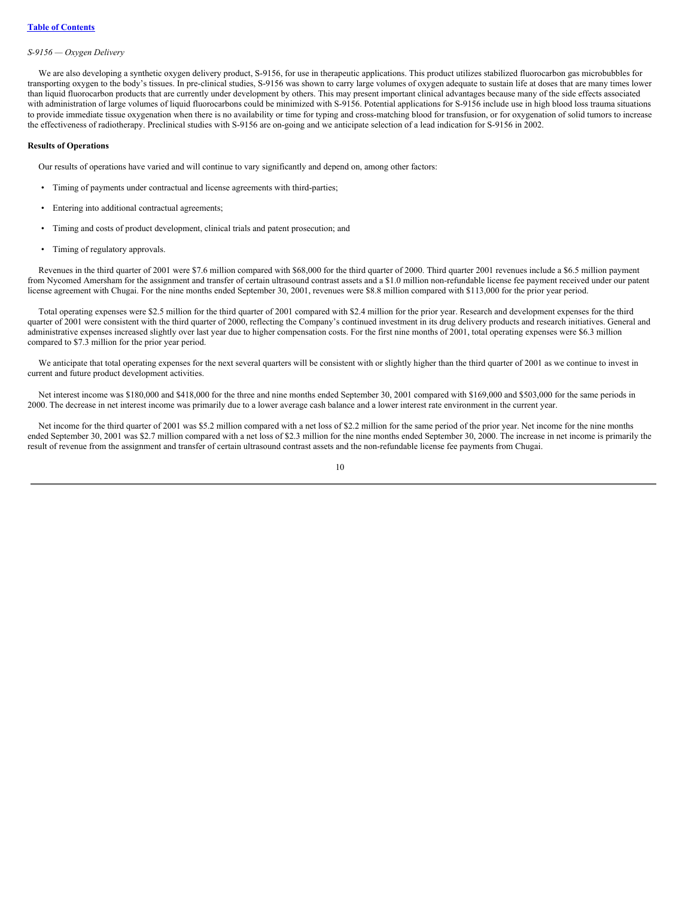*S-9156 — Oxygen Delivery*

We are also developing a synthetic oxygen delivery product, S-9156, for use in therapeutic applications. This product utilizes stabilized fluorocarbon gas microbubbles for transporting oxygen to the body's tissues. In pre-clinical studies, S-9156 was shown to carry large volumes of oxygen adequate to sustain life at doses that are many times lower than liquid fluorocarbon products that are currently under development by others. This may present important clinical advantages because many of the side effects associated with administration of large volumes of liquid fluorocarbons could be minimized with S-9156. Potential applications for S-9156 include use in high blood loss trauma situations to provide immediate tissue oxygenation when there is no availability or time for typing and cross-matching blood for transfusion, or for oxygenation of solid tumors to increase the effectiveness of radiotherapy. Preclinical studies with S-9156 are on-going and we anticipate selection of a lead indication for S-9156 in 2002.

**Results of Operations**

Our results of operations have varied and will continue to vary significantly and depend on, among other factors:

- Timing of payments under contractual and license agreements with third-parties;
- Entering into additional contractual agreements;
- Timing and costs of product development, clinical trials and patent prosecution; and
- Timing of regulatory approvals.

Revenues in the third quarter of 2001 were $7.6 million compared with $68,000 for the third quarter of 2000. Third quarter 2001 revenues include a $6.5 million payment from Nycomed Amersham for the assignment and transfer of certain ultrasound contrast assets and a $1.0 million non-refundable license fee payment received under our patent license agreement with Chugai. For the nine months ended September 30, 2001, revenues were $8.8 million compared with $113,000 for the prior year period.

Total operating expenses were $2.5 million for the third quarter of 2001 compared with $2.4 million for the prior year. Research and development expenses for the third quarter of 2001 were consistent with the third quarter of 2000, reflecting the Company's continued investment in its drug delivery products and research initiatives. General and administrative expenses increased slightly over last year due to higher compensation costs. For the first nine months of 2001, total operating expenses were $6.3 million compared to $7.3 million for the prior year period.

We anticipate that total operating expenses for the next several quarters will be consistent with or slightly higher than the third quarter of 2001 as we continue to invest in current and future product development activities.

Net interest income was $180,000 and $418,000 for the three and nine months ended September 30, 2001 compared with $169,000 and $503,000 for the same periods in 2000. The decrease in net interest income was primarily due to a lower average cash balance and a lower interest rate environment in the current year.

Net income for the third quarter of 2001 was $5.2 million compared with a net loss of $2.2 million for the same period of the prior year. Net income for the nine months ended September 30, 2001 was $2.7 million compared with a net loss of $2.3 million for the nine months ended September 30, 2000. The increase in net income is primarily the result of revenue from the assignment and transfer of certain ultrasound contrast assets and the non-refundable license fee payments from Chugai.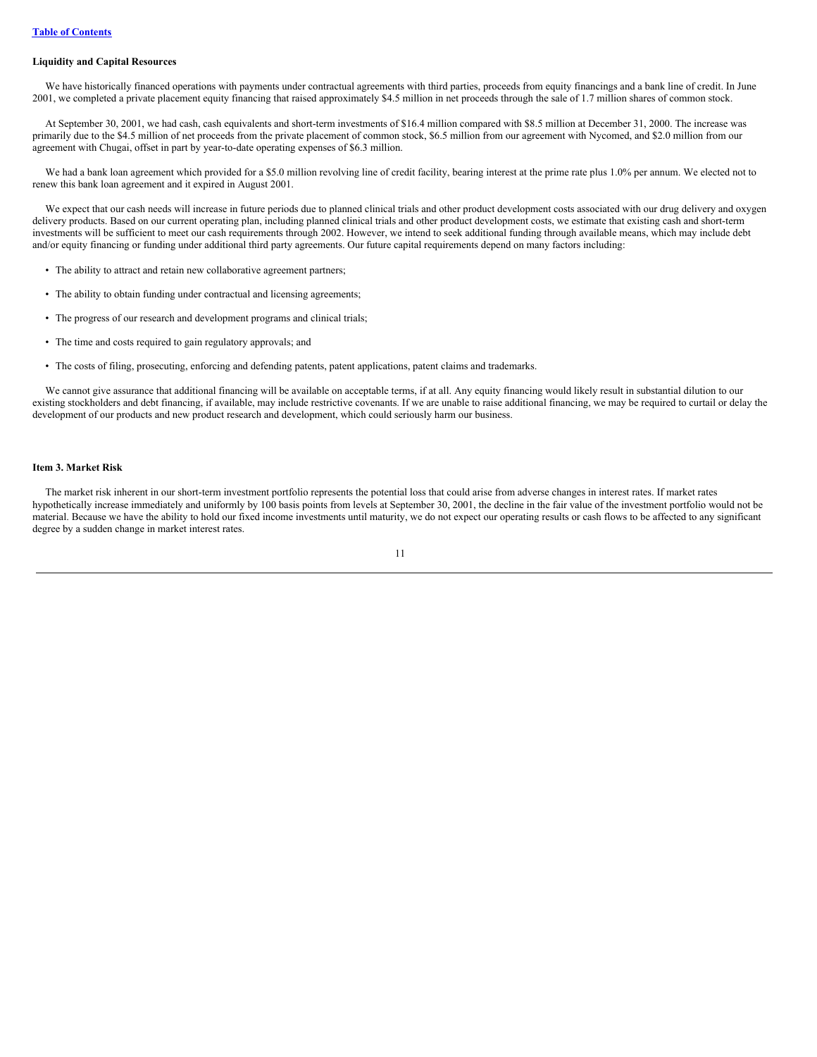**Liquidity and Capital Resources**

We have historically financed operations with payments under contractual agreements with third parties, proceeds from equity financings and a bank line of credit. In June 2001, we completed a private placement equity financing that raised approximately $4.5 million in net proceeds through the sale of 1.7 million shares of common stock.

At September 30, 2001, we had cash, cash equivalents and short-term investments of $16.4 million compared with $8.5 million at December 31, 2000. The increase was primarily due to the $4.5 million of net proceeds from the private placement of common stock, $6.5 million from our agreement with Nycomed, and $2.0 million from our agreement with Chugai, offset in part by year-to-date operating expenses of $6.3 million.

We had a bank loan agreement which provided for a $5.0 million revolving line of credit facility, bearing interest at the prime rate plus 1.0% per annum. We elected not to renew this bank loan agreement and it expired in August 2001.

We expect that our cash needs will increase in future periods due to planned clinical trials and other product development costs associated with our drug delivery and oxygen delivery products. Based on our current operating plan, including planned clinical trials and other product development costs, we estimate that existing cash and short-term investments will be sufficient to meet our cash requirements through 2002. However, we intend to seek additional funding through available means, which may include debt and/or equity financing or funding under additional third party agreements. Our future capital requirements depend on many factors including:

- The ability to attract and retain new collaborative agreement partners;
- The ability to obtain funding under contractual and licensing agreements;
- The progress of our research and development programs and clinical trials;
- The time and costs required to gain regulatory approvals; and
- The costs of filing, prosecuting, enforcing and defending patents, patent applications, patent claims and trademarks.

We cannot give assurance that additional financing will be available on acceptable terms, if at all. Any equity financing would likely result in substantial dilution to our existing stockholders and debt financing, if available, may include restrictive covenants. If we are unable to raise additional financing, we may be required to curtail or delay the development of our products and new product research and development, which could seriously harm our business.

**Item 3. Market Risk**

The market risk inherent in our short-term investment portfolio represents the potential loss that could arise from adverse changes in interest rates. If market rates hypothetically increase immediately and uniformly by 100 basis points from levels at September 30, 2001, the decline in the fair value of the investment portfolio would not be material. Because we have the ability to hold our fixed income investments until maturity, we do not expect our operating results or cash flows to be affected to any significant degree by a sudden change in market interest rates.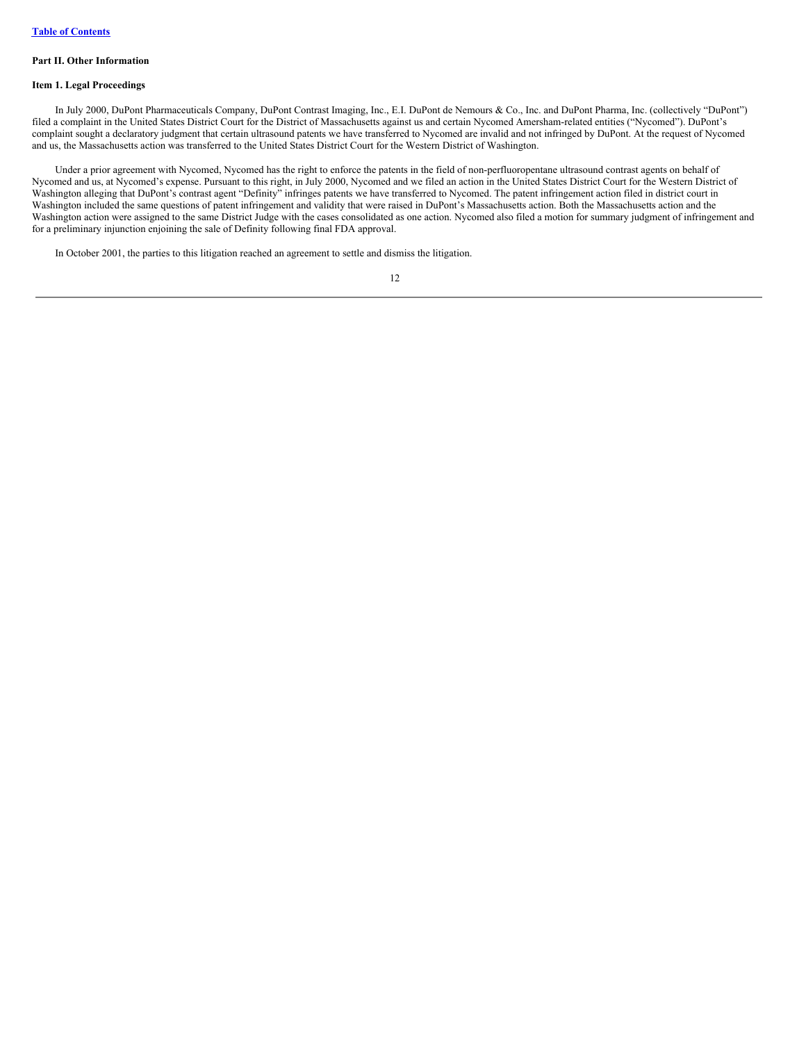## Part II. Other Information

### Item 1. Legal Proceedings

In July 2000, DuPont Pharmaceuticals Company, DuPont Contrast Imaging, Inc., E.I. DuPont de Nemours & Co., Inc. and DuPont Pharma, Inc. (collectively "DuPont") filed a complaint in the United States District Court for the District of Massachusetts against us and certain Nycomed Amersham-related entities ("Nycomed"). DuPont's complaint sought a declaratory judgment that certain ultrasound patents we have transferred to Nycomed are invalid and not infringed by DuPont. At the request of Nycomed and us, the Massachusetts action was transferred to the United States District Court for the Western District of Washington.

Under a prior agreement with Nycomed, Nycomed has the right to enforce the patents in the field of non-perfluoropentane ultrasound contrast agents on behalf of Nycomed and us, at Nycomed's expense. Pursuant to this right, in July 2000, Nycomed and we filed an action in the United States District Court for the Western District of Washington alleging that DuPont's contrast agent "Definity" infringes patents we have transferred to Nycomed. The patent infringement action filed in district court in Washington included the same questions of patent infringement and validity that were raised in DuPont's Massachusetts action. Both the Massachusetts action and the Washington action were assigned to the same District Judge with the cases consolidated as one action. Nycomed also filed a motion for summary judgment of infringement and for a preliminary injunction enjoining the sale of Definity following final FDA approval.

In October 2001, the parties to this litigation reached an agreement to settle and dismiss the litigation.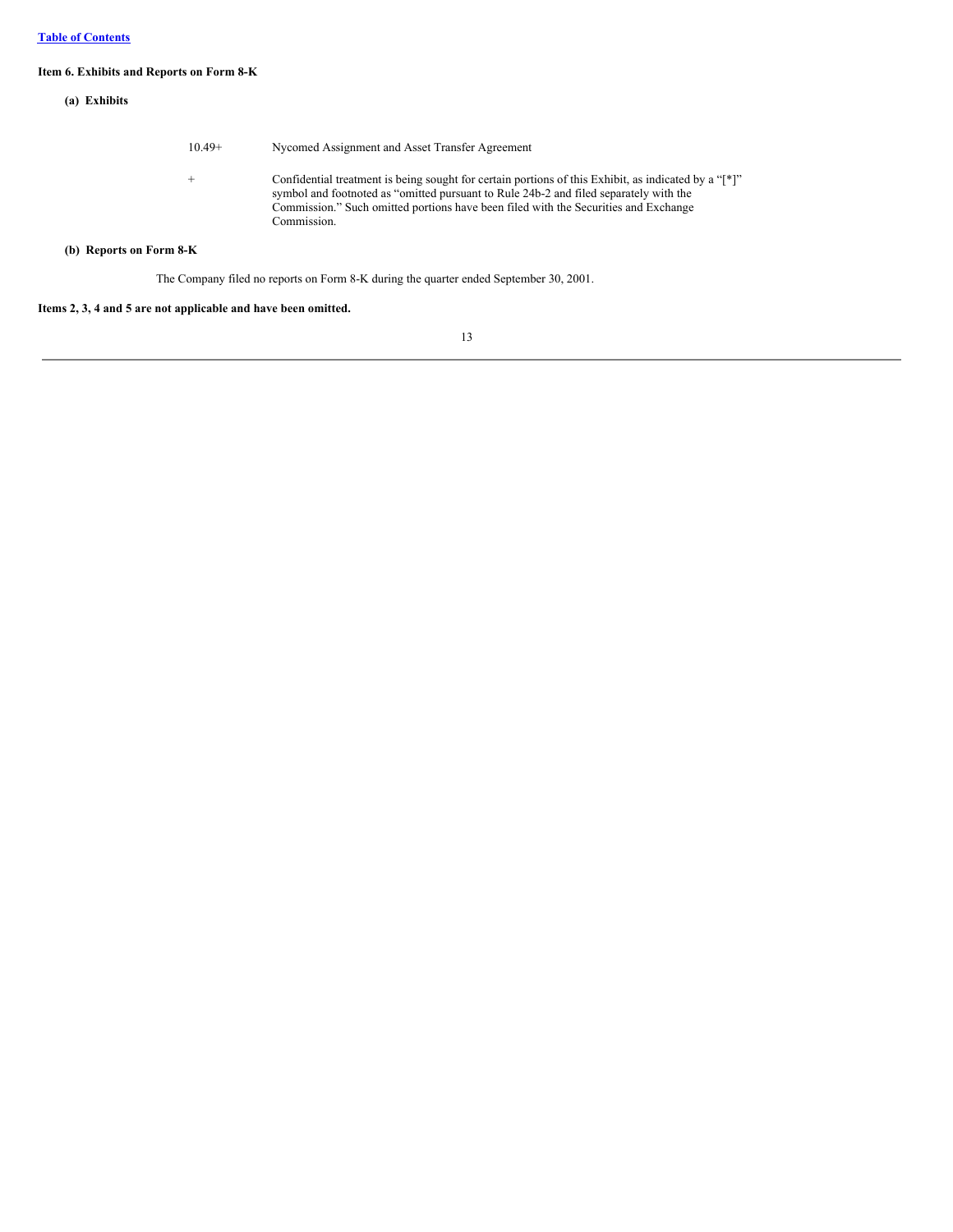[Table of Contents]

**Item 6. Exhibits and Reports on Form 8-K**

**(a) Exhibits**

| | |
|---|---|
| 10.49+ | Nycomed Assignment and Asset Transfer Agreement |
| + | Confidential treatment is being sought for certain portions of this Exhibit, as indicated by a "[*]" symbol and footnoted as "omitted pursuant to Rule 24b-2 and filed separately with the Commission." Such omitted portions have been filed with the Securities and Exchange Commission. |

**(b) Reports on Form 8-K**

The Company filed no reports on Form 8-K during the quarter ended September 30, 2001.

**Items 2, 3, 4 and 5 are not applicable and have been omitted.**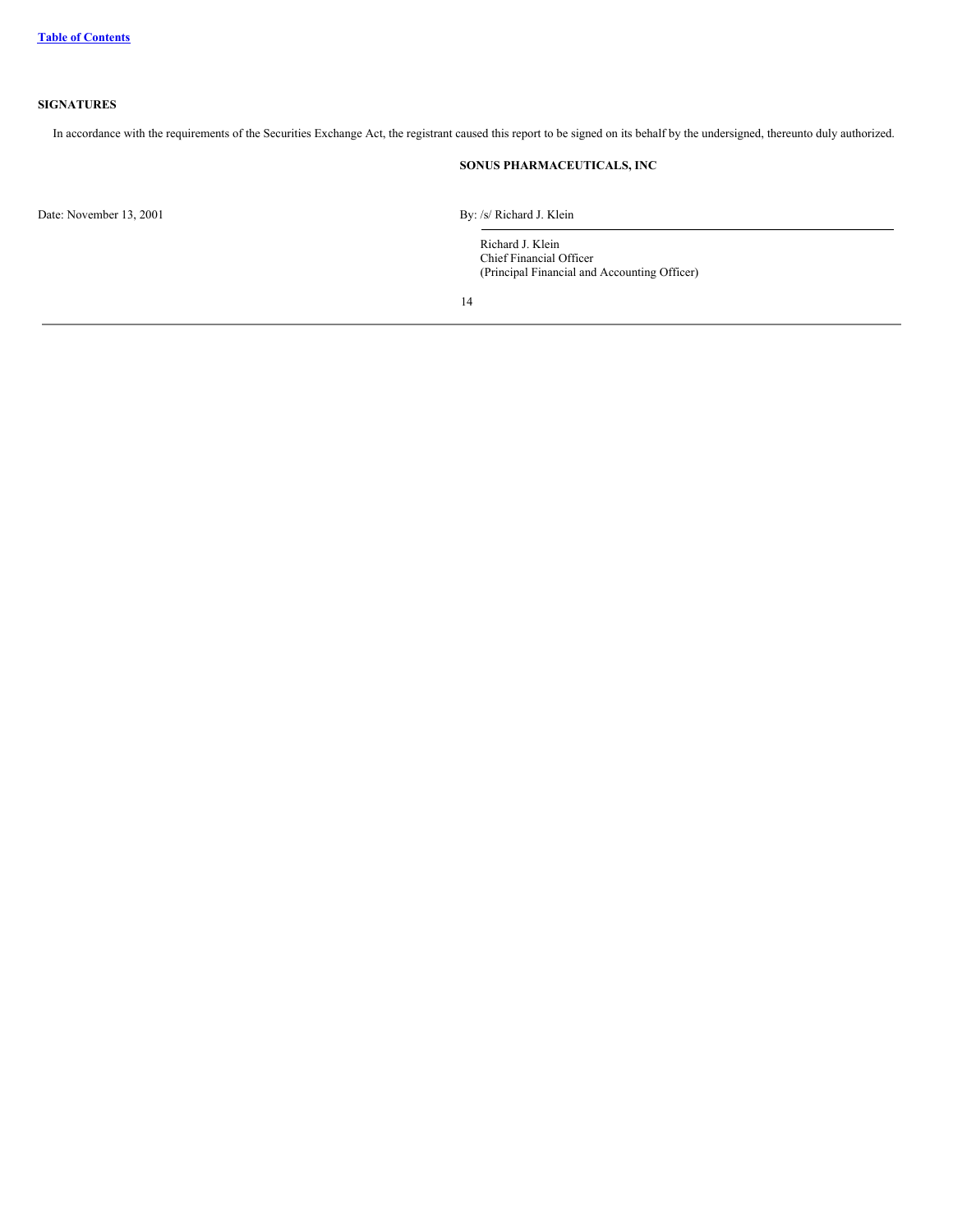## SIGNATURES

In accordance with the requirements of the Securities Exchange Act, the registrant caused this report to be signed on its behalf by the undersigned, thereunto duly authorized.

**SONUS PHARMACEUTICALS, INC**

Date: November 13, 2001

By: /s/ Richard J. Klein

Richard J. Klein
Chief Financial Officer
(Principal Financial and Accounting Officer)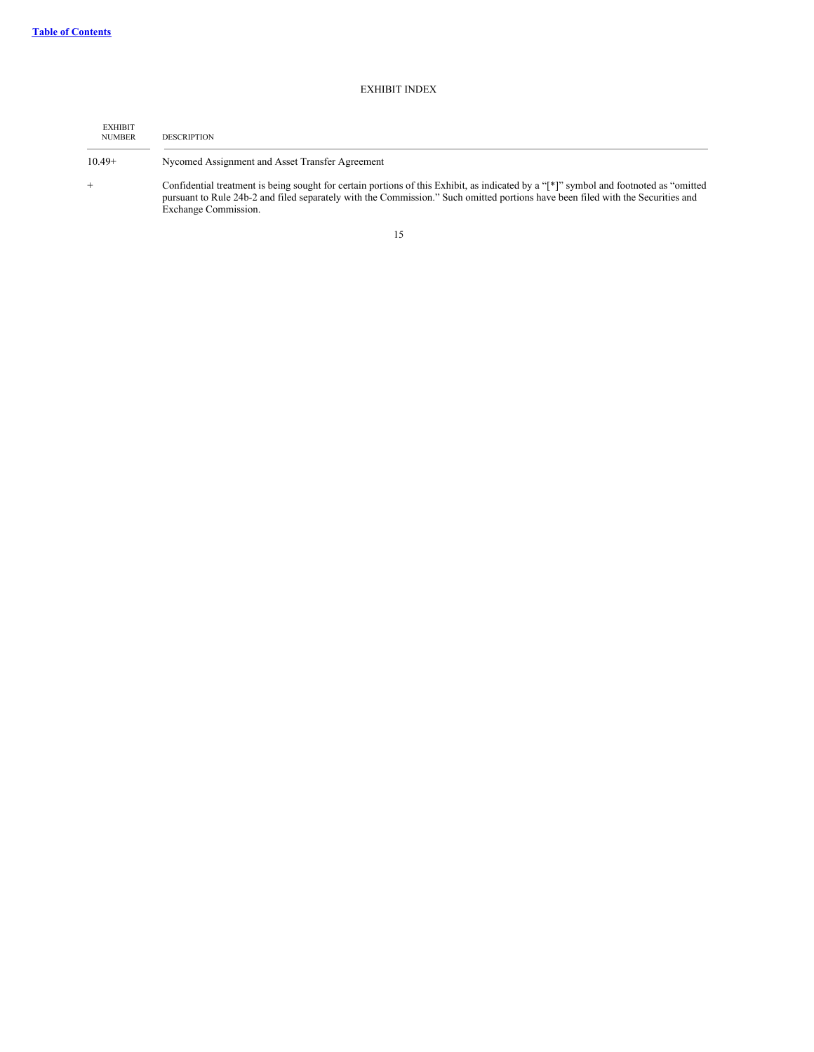EXHIBIT INDEX

| EXHIBIT NUMBER | DESCRIPTION |
| --- | --- |
| 10.49+ | Nycomed Assignment and Asset Transfer Agreement |
| + | Confidential treatment is being sought for certain portions of this Exhibit, as indicated by a "[*]" symbol and footnoted as "omitted pursuant to Rule 24b-2 and filed separately with the Commission." Such omitted portions have been filed with the Securities and Exchange Commission. |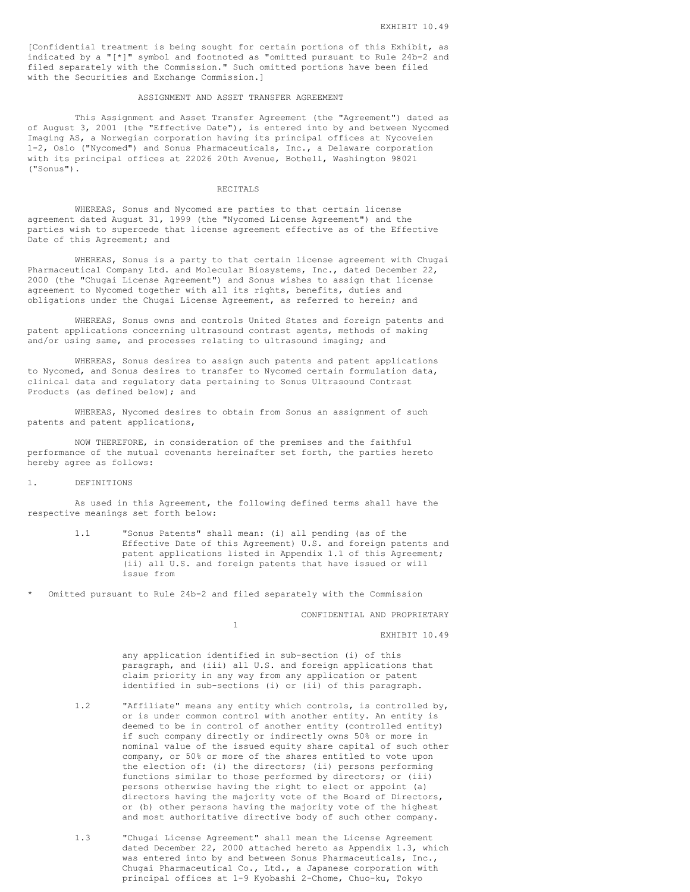[Confidential treatment is being sought for certain portions of this Exhibit, as indicated by a "[*]" symbol and footnoted as "omitted pursuant to Rule 24b-2 and filed separately with the Commission." Such omitted portions have been filed with the Securities and Exchange Commission.]

# ASSIGNMENT AND ASSET TRANSFER AGREEMENT

This Assignment and Asset Transfer Agreement (the "Agreement") dated as of August 3, 2001 (the "Effective Date"), is entered into by and between Nycomed Imaging AS, a Norwegian corporation having its principal offices at Nycoveien 1-2, Oslo ("Nycomed") and Sonus Pharmaceuticals, Inc., a Delaware corporation with its principal offices at 22026 20th Avenue, Bothell, Washington 98021 ("Sonus").

## RECITALS

WHEREAS, Sonus and Nycomed are parties to that certain license agreement dated August 31, 1999 (the "Nycomed License Agreement") and the parties wish to supercede that license agreement effective as of the Effective Date of this Agreement; and

WHEREAS, Sonus is a party to that certain license agreement with Chugai Pharmaceutical Company Ltd. and Molecular Biosystems, Inc., dated December 22, 2000 (the "Chugai License Agreement") and Sonus wishes to assign that license agreement to Nycomed together with all its rights, benefits, duties and obligations under the Chugai License Agreement, as referred to herein; and

WHEREAS, Sonus owns and controls United States and foreign patents and patent applications concerning ultrasound contrast agents, methods of making and/or using same, and processes relating to ultrasound imaging; and

WHEREAS, Sonus desires to assign such patents and patent applications to Nycomed, and Sonus desires to transfer to Nycomed certain formulation data, clinical data and regulatory data pertaining to Sonus Ultrasound Contrast Products (as defined below); and

WHEREAS, Nycomed desires to obtain from Sonus an assignment of such patents and patent applications,

NOW THEREFORE, in consideration of the premises and the faithful performance of the mutual covenants hereinafter set forth, the parties hereto hereby agree as follows:

1. DEFINITIONS

As used in this Agreement, the following defined terms shall have the respective meanings set forth below:

1.1 "Sonus Patents" shall mean: (i) all pending (as of the Effective Date of this Agreement) U.S. and foreign patents and patent applications listed in Appendix 1.1 of this Agreement; (ii) all U.S. and foreign patents that have issued or will issue from any application identified in sub-section (i) of this paragraph, and (iii) all U.S. and foreign applications that claim priority in any way from any application or patent identified in sub-sections (i) or (ii) of this paragraph.

1.2 "Affiliate" means any entity which controls, is controlled by, or is under common control with another entity. An entity is deemed to be in control of another entity (controlled entity) if such company directly or indirectly owns 50% or more in nominal value of the issued equity share capital of such other company, or 50% or more of the shares entitled to vote upon the election of: (i) the directors; (ii) persons performing functions similar to those performed by directors; or (iii) persons otherwise having the right to elect or appoint (a) directors having the majority vote of the Board of Directors, or (b) other persons having the majority vote of the highest and most authoritative directive body of such other company.

1.3 "Chugai License Agreement" shall mean the License Agreement dated December 22, 2000 attached hereto as Appendix 1.3, which was entered into by and between Sonus Pharmaceuticals, Inc., Chugai Pharmaceutical Co., Ltd., a Japanese corporation with principal offices at 1-9 Kyobashi 2-Chome, Chuo-ku, Tokyo

\* Omitted pursuant to Rule 24b-2 and filed separately with the Commission

CONFIDENTIAL AND PROPRIETARY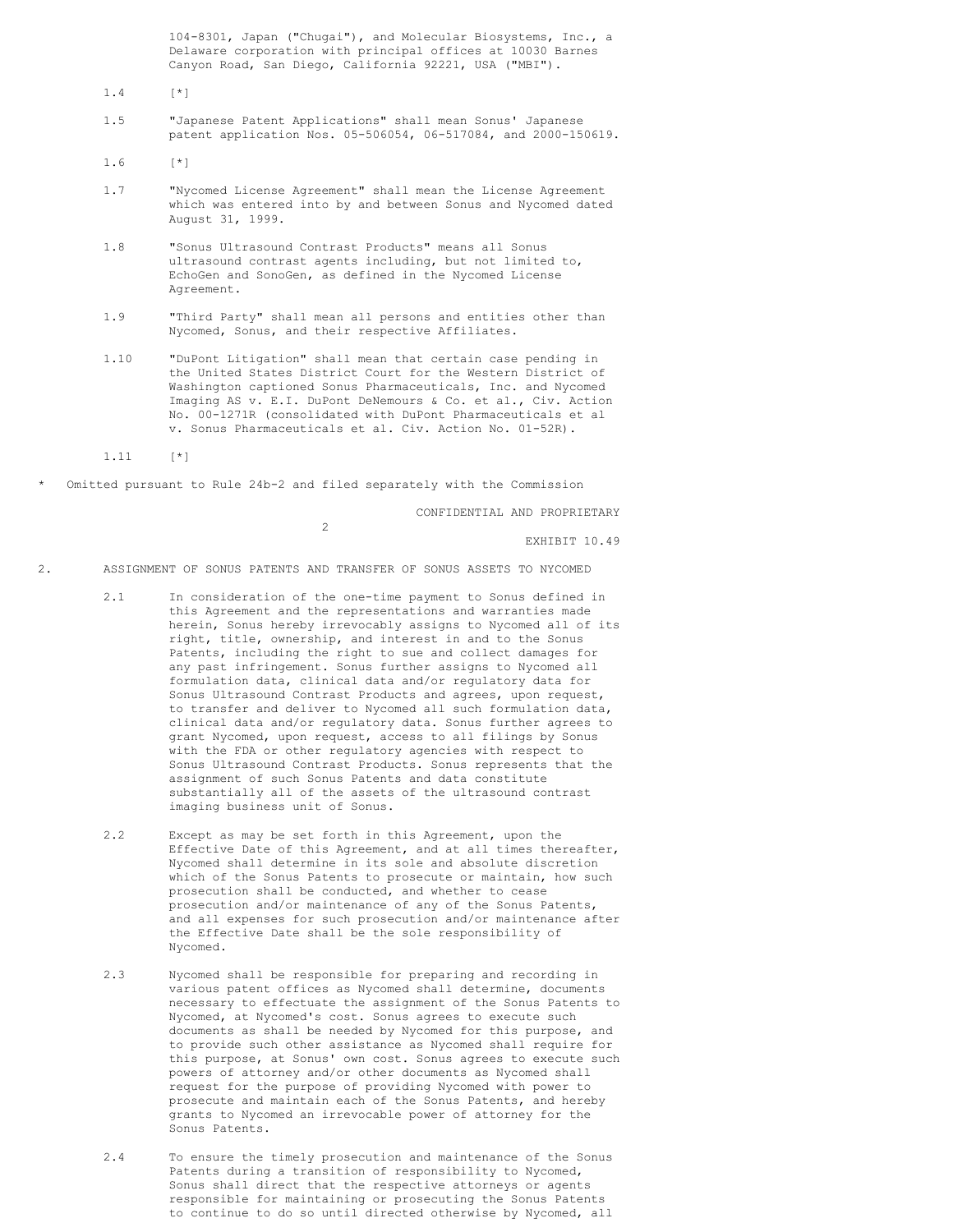104-8301, Japan ("Chugai"), and Molecular Biosystems, Inc., a Delaware corporation with principal offices at 10030 Barnes Canyon Road, San Diego, California 92221, USA ("MBI").

1.4 [*]

1.5 "Japanese Patent Applications" shall mean Sonus' Japanese patent application Nos. 05-506054, 06-517084, and 2000-150619.

1.6 [*]

1.7 "Nycomed License Agreement" shall mean the License Agreement which was entered into by and between Sonus and Nycomed dated August 31, 1999.

1.8 "Sonus Ultrasound Contrast Products" means all Sonus ultrasound contrast agents including, but not limited to, EchoGen and SonoGen, as defined in the Nycomed License Agreement.

1.9 "Third Party" shall mean all persons and entities other than Nycomed, Sonus, and their respective Affiliates.

1.10 "DuPont Litigation" shall mean that certain case pending in the United States District Court for the Western District of Washington captioned Sonus Pharmaceuticals, Inc. and Nycomed Imaging AS v. E.I. DuPont DeNemours & Co. et al., Civ. Action No. 00-1271R (consolidated with DuPont Pharmaceuticals et al v. Sonus Pharmaceuticals et al. Civ. Action No. 01-52R).

1.11 [*]

\* Omitted pursuant to Rule 24b-2 and filed separately with the Commission

CONFIDENTIAL AND PROPRIETARY

EXHIBIT 10.49

2. ASSIGNMENT OF SONUS PATENTS AND TRANSFER OF SONUS ASSETS TO NYCOMED

2.1 In consideration of the one-time payment to Sonus defined in this Agreement and the representations and warranties made herein, Sonus hereby irrevocably assigns to Nycomed all of its right, title, ownership, and interest in and to the Sonus Patents, including the right to sue and collect damages for any past infringement. Sonus further assigns to Nycomed all formulation data, clinical data and/or regulatory data for Sonus Ultrasound Contrast Products and agrees, upon request, to transfer and deliver to Nycomed all such formulation data, clinical data and/or regulatory data. Sonus further agrees to grant Nycomed, upon request, access to all filings by Sonus with the FDA or other regulatory agencies with respect to Sonus Ultrasound Contrast Products. Sonus represents that the assignment of such Sonus Patents and data constitute substantially all of the assets of the ultrasound contrast imaging business unit of Sonus.

2.2 Except as may be set forth in this Agreement, upon the Effective Date of this Agreement, and at all times thereafter, Nycomed shall determine in its sole and absolute discretion which of the Sonus Patents to prosecute or maintain, how such prosecution shall be conducted, and whether to cease prosecution and/or maintenance of any of the Sonus Patents, and all expenses for such prosecution and/or maintenance after the Effective Date shall be the sole responsibility of Nycomed.

2.3 Nycomed shall be responsible for preparing and recording in various patent offices as Nycomed shall determine, documents necessary to effectuate the assignment of the Sonus Patents to Nycomed, at Nycomed's cost. Sonus agrees to execute such documents as shall be needed by Nycomed for this purpose, and to provide such other assistance as Nycomed shall require for this purpose, at Sonus' own cost. Sonus agrees to execute such powers of attorney and/or other documents as Nycomed shall request for the purpose of providing Nycomed with power to prosecute and maintain each of the Sonus Patents, and hereby grants to Nycomed an irrevocable power of attorney for the Sonus Patents.

2.4 To ensure the timely prosecution and maintenance of the Sonus Patents during a transition of responsibility to Nycomed, Sonus shall direct that the respective attorneys or agents responsible for maintaining or prosecuting the Sonus Patents to continue to do so until directed otherwise by Nycomed, all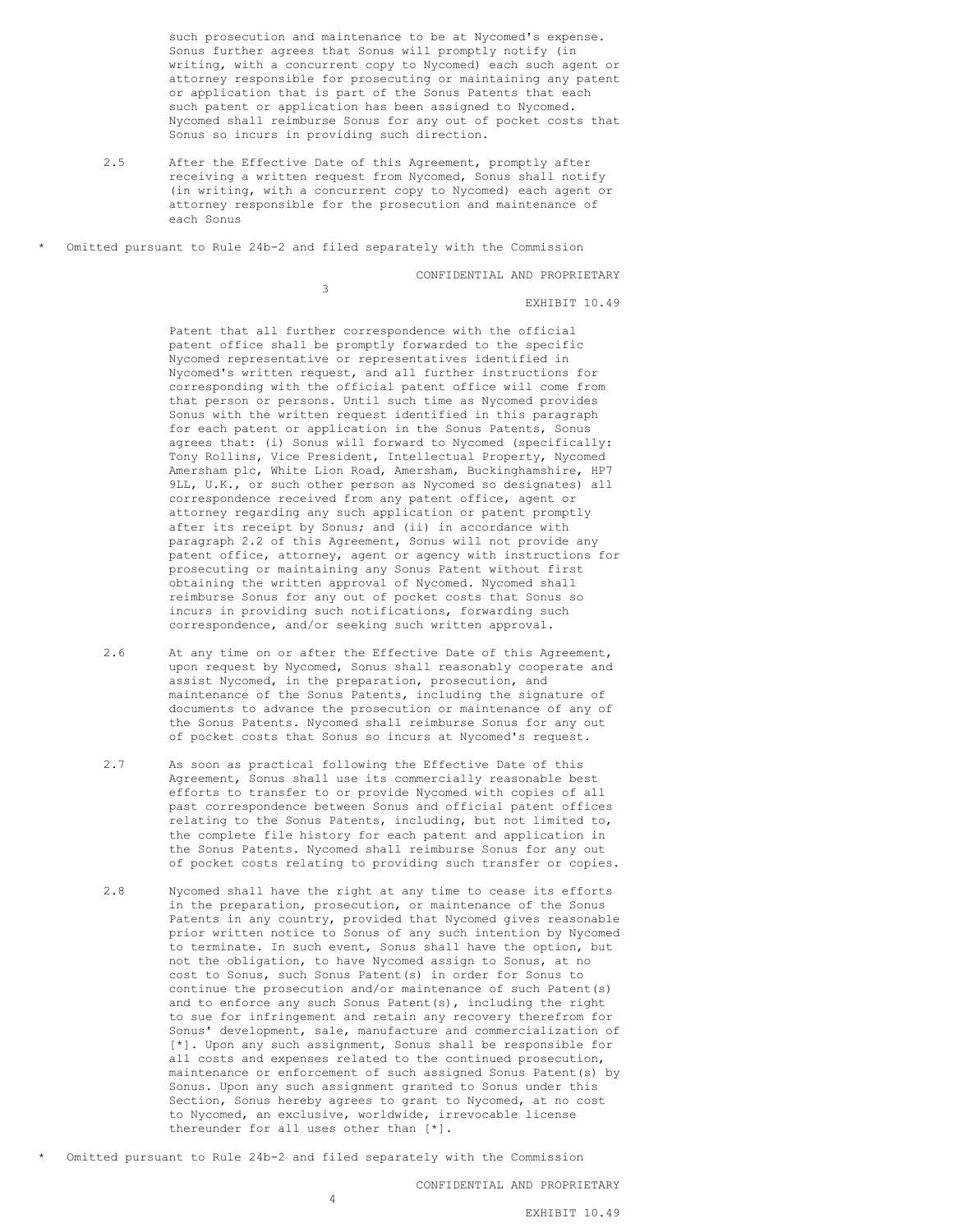such prosecution and maintenance to be at Nycomed's expense. Sonus further agrees that Sonus will promptly notify (in writing, with a concurrent copy to Nycomed) each such agent or attorney responsible for prosecuting or maintaining any patent or application that is part of the Sonus Patents that each such patent or application has been assigned to Nycomed. Nycomed shall reimburse Sonus for any out of pocket costs that Sonus so incurs in providing such direction.

2.5 After the Effective Date of this Agreement, promptly after receiving a written request from Nycomed, Sonus shall notify (in writing, with a concurrent copy to Nycomed) each agent or attorney responsible for the prosecution and maintenance of each Sonus Patent that all further correspondence with the official patent office shall be promptly forwarded to the specific Nycomed representative or representatives identified in Nycomed's written request, and all further instructions for corresponding with the official patent office will come from that person or persons. Until such time as Nycomed provides Sonus with the written request identified in this paragraph for each patent or application in the Sonus Patents, Sonus agrees that: (i) Sonus will forward to Nycomed (specifically: Tony Rollins, Vice President, Intellectual Property, Nycomed Amersham plc, White Lion Road, Amersham, Buckinghamshire, HP7 9LL, U.K., or such other person as Nycomed so designates) all correspondence received from any patent office, agent or attorney regarding any such application or patent promptly after its receipt by Sonus; and (ii) in accordance with paragraph 2.2 of this Agreement, Sonus will not provide any patent office, attorney, agent or agency with instructions for prosecuting or maintaining any Sonus Patent without first obtaining the written approval of Nycomed. Nycomed shall reimburse Sonus for any out of pocket costs that Sonus so incurs in providing such notifications, forwarding such correspondence, and/or seeking such written approval.

\* Omitted pursuant to Rule 24b-2 and filed separately with the Commission

2.6 At any time on or after the Effective Date of this Agreement, upon request by Nycomed, Sonus shall reasonably cooperate and assist Nycomed, in the preparation, prosecution, and maintenance of the Sonus Patents, including the signature of documents to advance the prosecution or maintenance of any of the Sonus Patents. Nycomed shall reimburse Sonus for any out of pocket costs that Sonus so incurs at Nycomed's request.

2.7 As soon as practical following the Effective Date of this Agreement, Sonus shall use its commercially reasonable best efforts to transfer to or provide Nycomed with copies of all past correspondence between Sonus and official patent offices relating to the Sonus Patents, including, but not limited to, the complete file history for each patent and application in the Sonus Patents. Nycomed shall reimburse Sonus for any out of pocket costs relating to providing such transfer or copies.

2.8 Nycomed shall have the right at any time to cease its efforts in the preparation, prosecution, or maintenance of the Sonus Patents in any country, provided that Nycomed gives reasonable prior written notice to Sonus of any such intention by Nycomed to terminate. In such event, Sonus shall have the option, but not the obligation, to have Nycomed assign to Sonus, at no cost to Sonus, such Sonus Patent(s) in order for Sonus to continue the prosecution and/or maintenance of such Patent(s) and to enforce any such Sonus Patent(s), including the right to sue for infringement and retain any recovery therefrom for Sonus' development, sale, manufacture and commercialization of [*]. Upon any such assignment, Sonus shall be responsible for all costs and expenses related to the continued prosecution, maintenance or enforcement of such assigned Sonus Patent(s) by Sonus. Upon any such assignment granted to Sonus under this Section, Sonus hereby agrees to grant to Nycomed, at no cost to Nycomed, an exclusive, worldwide, irrevocable license thereunder for all uses other than [*].

\* Omitted pursuant to Rule 24b-2 and filed separately with the Commission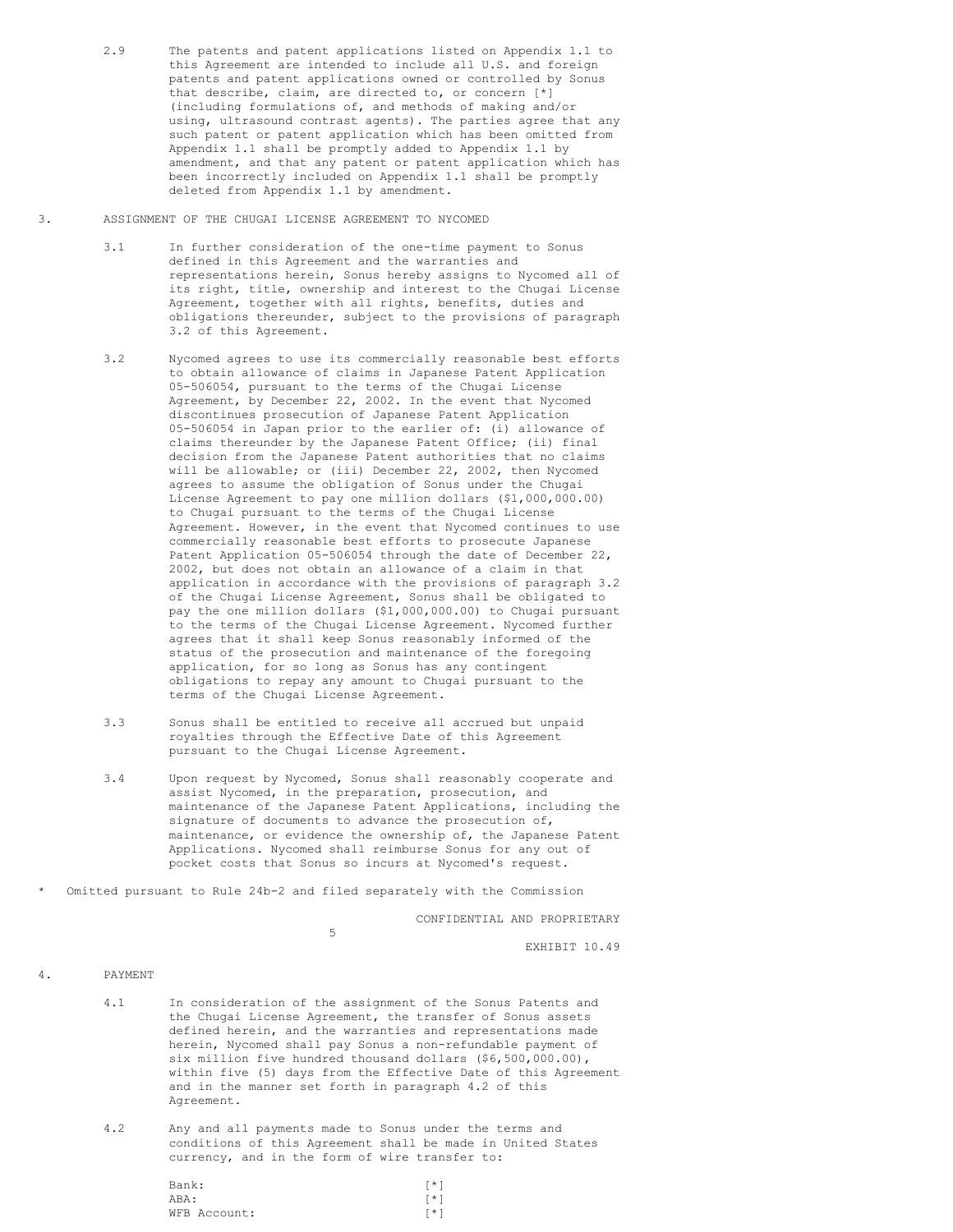2.9 The patents and patent applications listed on Appendix 1.1 to this Agreement are intended to include all U.S. and foreign patents and patent applications owned or controlled by Sonus that describe, claim, are directed to, or concern [*] (including formulations of, and methods of making and/or using, ultrasound contrast agents). The parties agree that any such patent or patent application which has been omitted from Appendix 1.1 shall be promptly added to Appendix 1.1 by amendment, and that any patent or patent application which has been incorrectly included on Appendix 1.1 shall be promptly deleted from Appendix 1.1 by amendment.

3. ASSIGNMENT OF THE CHUGAI LICENSE AGREEMENT TO NYCOMED

3.1 In further consideration of the one-time payment to Sonus defined in this Agreement and the warranties and representations herein, Sonus hereby assigns to Nycomed all of its right, title, ownership and interest to the Chugai License Agreement, together with all rights, benefits, duties and obligations thereunder, subject to the provisions of paragraph 3.2 of this Agreement.

3.2 Nycomed agrees to use its commercially reasonable best efforts to obtain allowance of claims in Japanese Patent Application 05-506054, pursuant to the terms of the Chugai License Agreement, by December 22, 2002. In the event that Nycomed discontinues prosecution of Japanese Patent Application 05-506054 in Japan prior to the earlier of: (i) allowance of claims thereunder by the Japanese Patent Office; (ii) final decision from the Japanese Patent authorities that no claims will be allowable; or (iii) December 22, 2002, then Nycomed agrees to assume the obligation of Sonus under the Chugai License Agreement to pay one million dollars ($1,000,000.00) to Chugai pursuant to the terms of the Chugai License Agreement. However, in the event that Nycomed continues to use commercially reasonable best efforts to prosecute Japanese Patent Application 05-506054 through the date of December 22, 2002, but does not obtain an allowance of a claim in that application in accordance with the provisions of paragraph 3.2 of the Chugai License Agreement, Sonus shall be obligated to pay the one million dollars ($1,000,000.00) to Chugai pursuant to the terms of the Chugai License Agreement. Nycomed further agrees that it shall keep Sonus reasonably informed of the status of the prosecution and maintenance of the foregoing application, for so long as Sonus has any contingent obligations to repay any amount to Chugai pursuant to the terms of the Chugai License Agreement.

3.3 Sonus shall be entitled to receive all accrued but unpaid royalties through the Effective Date of this Agreement pursuant to the Chugai License Agreement.

3.4 Upon request by Nycomed, Sonus shall reasonably cooperate and assist Nycomed, in the preparation, prosecution, and maintenance of the Japanese Patent Applications, including the signature of documents to advance the prosecution of, maintenance, or evidence the ownership of, the Japanese Patent Applications. Nycomed shall reimburse Sonus for any out of pocket costs that Sonus so incurs at Nycomed's request.

\* Omitted pursuant to Rule 24b-2 and filed separately with the Commission

CONFIDENTIAL AND PROPRIETARY

EXHIBIT 10.49

4. PAYMENT

4.1 In consideration of the assignment of the Sonus Patents and the Chugai License Agreement, the transfer of Sonus assets defined herein, and the warranties and representations made herein, Nycomed shall pay Sonus a non-refundable payment of six million five hundred thousand dollars ($6,500,000.00), within five (5) days from the Effective Date of this Agreement and in the manner set forth in paragraph 4.2 of this Agreement.

4.2 Any and all payments made to Sonus under the terms and conditions of this Agreement shall be made in United States currency, and in the form of wire transfer to:

| | |
|---|---|
| Bank: | [*] |
| ABA: | [*] |
| WFB Account: | [*] |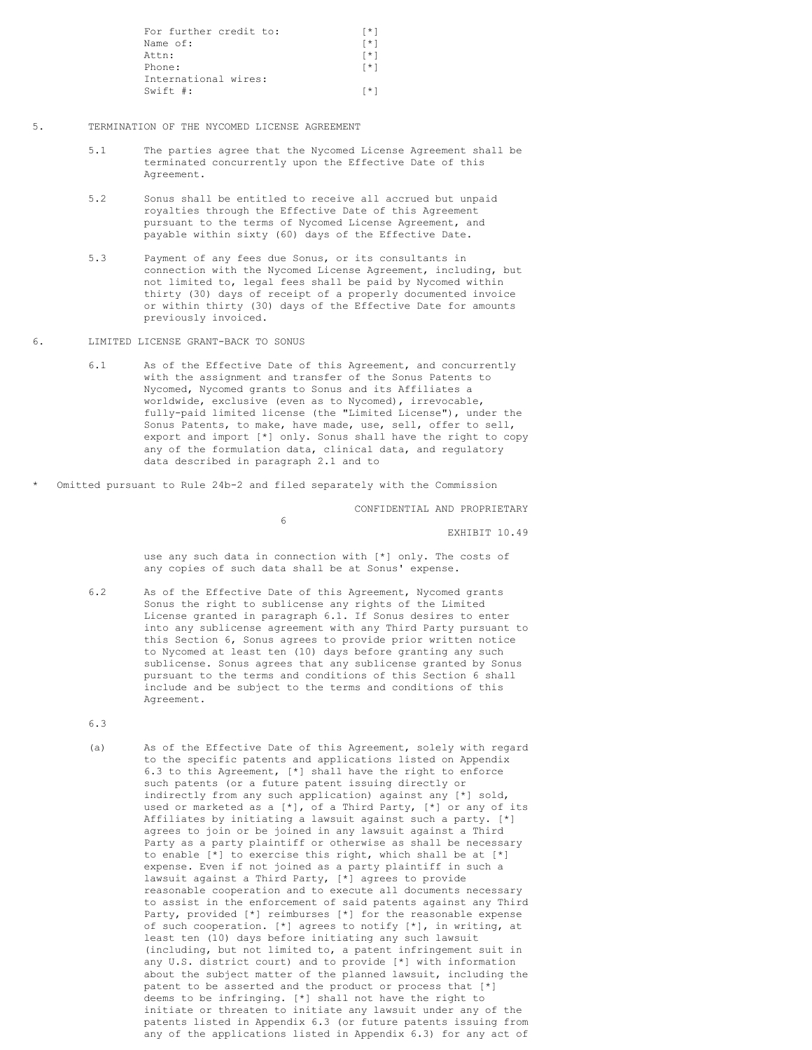For further credit to: [*]
Name of: [*]
Attn: [*]
Phone: [*]
International wires:
Swift #: [*]

5. TERMINATION OF THE NYCOMED LICENSE AGREEMENT

5.1 The parties agree that the Nycomed License Agreement shall be terminated concurrently upon the Effective Date of this Agreement.

5.2 Sonus shall be entitled to receive all accrued but unpaid royalties through the Effective Date of this Agreement pursuant to the terms of Nycomed License Agreement, and payable within sixty (60) days of the Effective Date.

5.3 Payment of any fees due Sonus, or its consultants in connection with the Nycomed License Agreement, including, but not limited to, legal fees shall be paid by Nycomed within thirty (30) days of receipt of a properly documented invoice or within thirty (30) days of the Effective Date for amounts previously invoiced.

6. LIMITED LICENSE GRANT-BACK TO SONUS

6.1 As of the Effective Date of this Agreement, and concurrently with the assignment and transfer of the Sonus Patents to Nycomed, Nycomed grants to Sonus and its Affiliates a worldwide, exclusive (even as to Nycomed), irrevocable, fully-paid limited license (the "Limited License"), under the Sonus Patents, to make, have made, use, sell, offer to sell, export and import [*] only. Sonus shall have the right to copy any of the formulation data, clinical data, and regulatory data described in paragraph 2.1 and to

\* Omitted pursuant to Rule 24b-2 and filed separately with the Commission

CONFIDENTIAL AND PROPRIETARY

EXHIBIT 10.49

use any such data in connection with [*] only. The costs of any copies of such data shall be at Sonus' expense.

6.2 As of the Effective Date of this Agreement, Nycomed grants Sonus the right to sublicense any rights of the Limited License granted in paragraph 6.1. If Sonus desires to enter into any sublicense agreement with any Third Party pursuant to this Section 6, Sonus agrees to provide prior written notice to Nycomed at least ten (10) days before granting any such sublicense. Sonus agrees that any sublicense granted by Sonus pursuant to the terms and conditions of this Section 6 shall include and be subject to the terms and conditions of this Agreement.

6.3

(a) As of the Effective Date of this Agreement, solely with regard to the specific patents and applications listed on Appendix 6.3 to this Agreement, [*] shall have the right to enforce such patents (or a future patent issuing directly or indirectly from any such application) against any [*] sold, used or marketed as a [*], of a Third Party, [*] or any of its Affiliates by initiating a lawsuit against such a party. [*] agrees to join or be joined in any lawsuit against a Third Party as a party plaintiff or otherwise as shall be necessary to enable [*] to exercise this right, which shall be at [*] expense. Even if not joined as a party plaintiff in such a lawsuit against a Third Party, [*] agrees to provide reasonable cooperation and to execute all documents necessary to assist in the enforcement of said patents against any Third Party, provided [*] reimburses [*] for the reasonable expense of such cooperation. [*] agrees to notify [*], in writing, at least ten (10) days before initiating any such lawsuit (including, but not limited to, a patent infringement suit in any U.S. district court) and to provide [*] with information about the subject matter of the planned lawsuit, including the patent to be asserted and the product or process that [*] deems to be infringing. [*] shall not have the right to initiate or threaten to initiate any lawsuit under any of the patents listed in Appendix 6.3 (or future patents issuing from any of the applications listed in Appendix 6.3) for any act of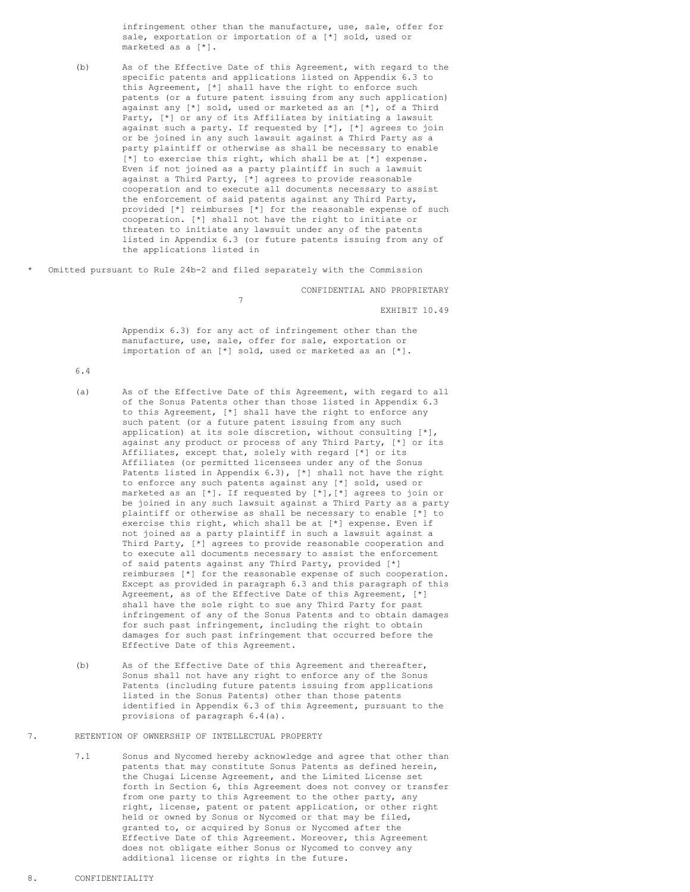infringement other than the manufacture, use, sale, offer for sale, exportation or importation of a [*] sold, used or marketed as a [*].

(b) As of the Effective Date of this Agreement, with regard to the specific patents and applications listed on Appendix 6.3 to this Agreement, [*] shall have the right to enforce such patents (or a future patent issuing from any such application) against any [*] sold, used or marketed as an [*], of a Third Party, [*] or any of its Affiliates by initiating a lawsuit against such a party. If requested by [*], [*] agrees to join or be joined in any such lawsuit against a Third Party as a party plaintiff or otherwise as shall be necessary to enable [*] to exercise this right, which shall be at [*] expense. Even if not joined as a party plaintiff in such a lawsuit against a Third Party, [*] agrees to provide reasonable cooperation and to execute all documents necessary to assist the enforcement of said patents against any Third Party, provided [*] reimburses [*] for the reasonable expense of such cooperation. [*] shall not have the right to initiate or threaten to initiate any lawsuit under any of the patents listed in Appendix 6.3 (or future patents issuing from any of the applications listed in Appendix 6.3) for any act of infringement other than the manufacture, use, sale, offer for sale, exportation or importation of an [*] sold, used or marketed as an [*].

\* Omitted pursuant to Rule 24b-2 and filed separately with the Commission

6.4

(a) As of the Effective Date of this Agreement, with regard to all of the Sonus Patents other than those listed in Appendix 6.3 to this Agreement, [*] shall have the right to enforce any such patent (or a future patent issuing from any such application) at its sole discretion, without consulting [*], against any product or process of any Third Party, [*] or its Affiliates, except that, solely with regard [*] or its Affiliates (or permitted licensees under any of the Sonus Patents listed in Appendix 6.3), [*] shall not have the right to enforce any such patents against any [*] sold, used or marketed as an [*]. If requested by [*],[*] agrees to join or be joined in any such lawsuit against a Third Party as a party plaintiff or otherwise as shall be necessary to enable [*] to exercise this right, which shall be at [*] expense. Even if not joined as a party plaintiff in such a lawsuit against a Third Party, [*] agrees to provide reasonable cooperation and to execute all documents necessary to assist the enforcement of said patents against any Third Party, provided [*] reimburses [*] for the reasonable expense of such cooperation. Except as provided in paragraph 6.3 and this paragraph of this Agreement, as of the Effective Date of this Agreement, [*] shall have the sole right to sue any Third Party for past infringement of any of the Sonus Patents and to obtain damages for such past infringement, including the right to obtain damages for such past infringement that occurred before the Effective Date of this Agreement.

(b) As of the Effective Date of this Agreement and thereafter, Sonus shall not have any right to enforce any of the Sonus Patents (including future patents issuing from applications listed in the Sonus Patents) other than those patents identified in Appendix 6.3 of this Agreement, pursuant to the provisions of paragraph 6.4(a).

7. RETENTION OF OWNERSHIP OF INTELLECTUAL PROPERTY

7.1 Sonus and Nycomed hereby acknowledge and agree that other than patents that may constitute Sonus Patents as defined herein, the Chugai License Agreement, and the Limited License set forth in Section 6, this Agreement does not convey or transfer from one party to this Agreement to the other party, any right, license, patent or patent application, or other right held or owned by Sonus or Nycomed or that may be filed, granted to, or acquired by Sonus or Nycomed after the Effective Date of this Agreement. Moreover, this Agreement does not obligate either Sonus or Nycomed to convey any additional license or rights in the future.

8. CONFIDENTIALITY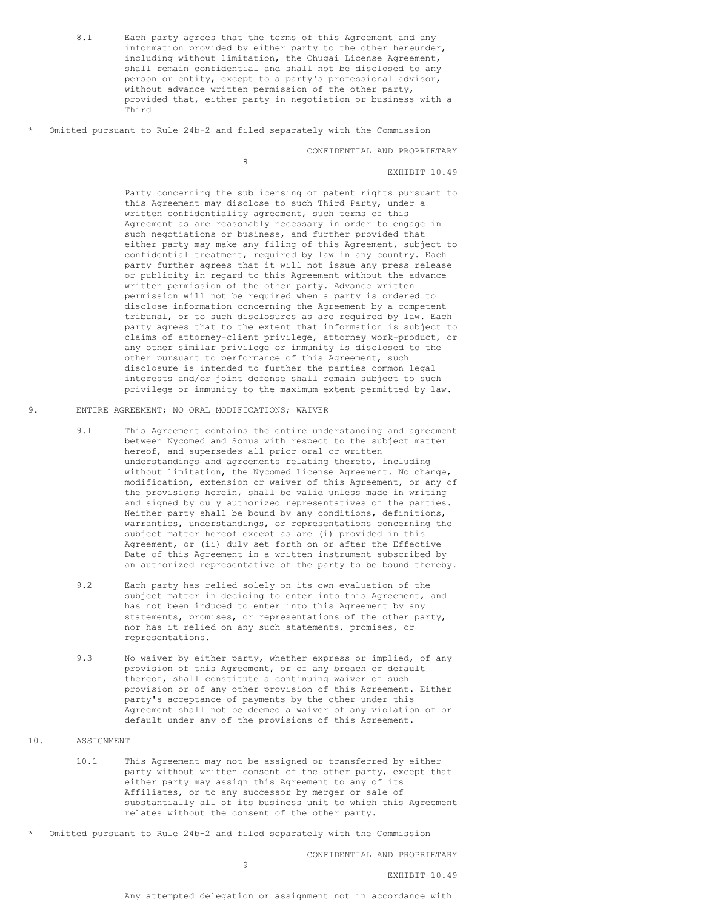8.1 Each party agrees that the terms of this Agreement and any information provided by either party to the other hereunder, including without limitation, the Chugai License Agreement, shall remain confidential and shall not be disclosed to any person or entity, except to a party's professional advisor, without advance written permission of the other party, provided that, either party in negotiation or business with a Third

* Omitted pursuant to Rule 24b-2 and filed separately with the Commission

CONFIDENTIAL AND PROPRIETARY

EXHIBIT 10.49

Party concerning the sublicensing of patent rights pursuant to this Agreement may disclose to such Third Party, under a written confidentiality agreement, such terms of this Agreement as are reasonably necessary in order to engage in such negotiations or business, and further provided that either party may make any filing of this Agreement, subject to confidential treatment, required by law in any country. Each party further agrees that it will not issue any press release or publicity in regard to this Agreement without the advance written permission of the other party. Advance written permission will not be required when a party is ordered to disclose information concerning the Agreement by a competent tribunal, or to such disclosures as are required by law. Each party agrees that to the extent that information is subject to claims of attorney-client privilege, attorney work-product, or any other similar privilege or immunity is disclosed to the other pursuant to performance of this Agreement, such disclosure is intended to further the parties common legal interests and/or joint defense shall remain subject to such privilege or immunity to the maximum extent permitted by law.

9. ENTIRE AGREEMENT; NO ORAL MODIFICATIONS; WAIVER

9.1 This Agreement contains the entire understanding and agreement between Nycomed and Sonus with respect to the subject matter hereof, and supersedes all prior oral or written understandings and agreements relating thereto, including without limitation, the Nycomed License Agreement. No change, modification, extension or waiver of this Agreement, or any of the provisions herein, shall be valid unless made in writing and signed by duly authorized representatives of the parties. Neither party shall be bound by any conditions, definitions, warranties, understandings, or representations concerning the subject matter hereof except as are (i) provided in this Agreement, or (ii) duly set forth on or after the Effective Date of this Agreement in a written instrument subscribed by an authorized representative of the party to be bound thereby.

9.2 Each party has relied solely on its own evaluation of the subject matter in deciding to enter into this Agreement, and has not been induced to enter into this Agreement by any statements, promises, or representations of the other party, nor has it relied on any such statements, promises, or representations.

9.3 No waiver by either party, whether express or implied, of any provision of this Agreement, or of any breach or default thereof, shall constitute a continuing waiver of such provision or of any other provision of this Agreement. Either party's acceptance of payments by the other under this Agreement shall not be deemed a waiver of any violation of or default under any of the provisions of this Agreement.

10. ASSIGNMENT

10.1 This Agreement may not be assigned or transferred by either party without written consent of the other party, except that either party may assign this Agreement to any of its Affiliates, or to any successor by merger or sale of substantially all of its business unit to which this Agreement relates without the consent of the other party.

* Omitted pursuant to Rule 24b-2 and filed separately with the Commission

CONFIDENTIAL AND PROPRIETARY

EXHIBIT 10.49

Any attempted delegation or assignment not in accordance with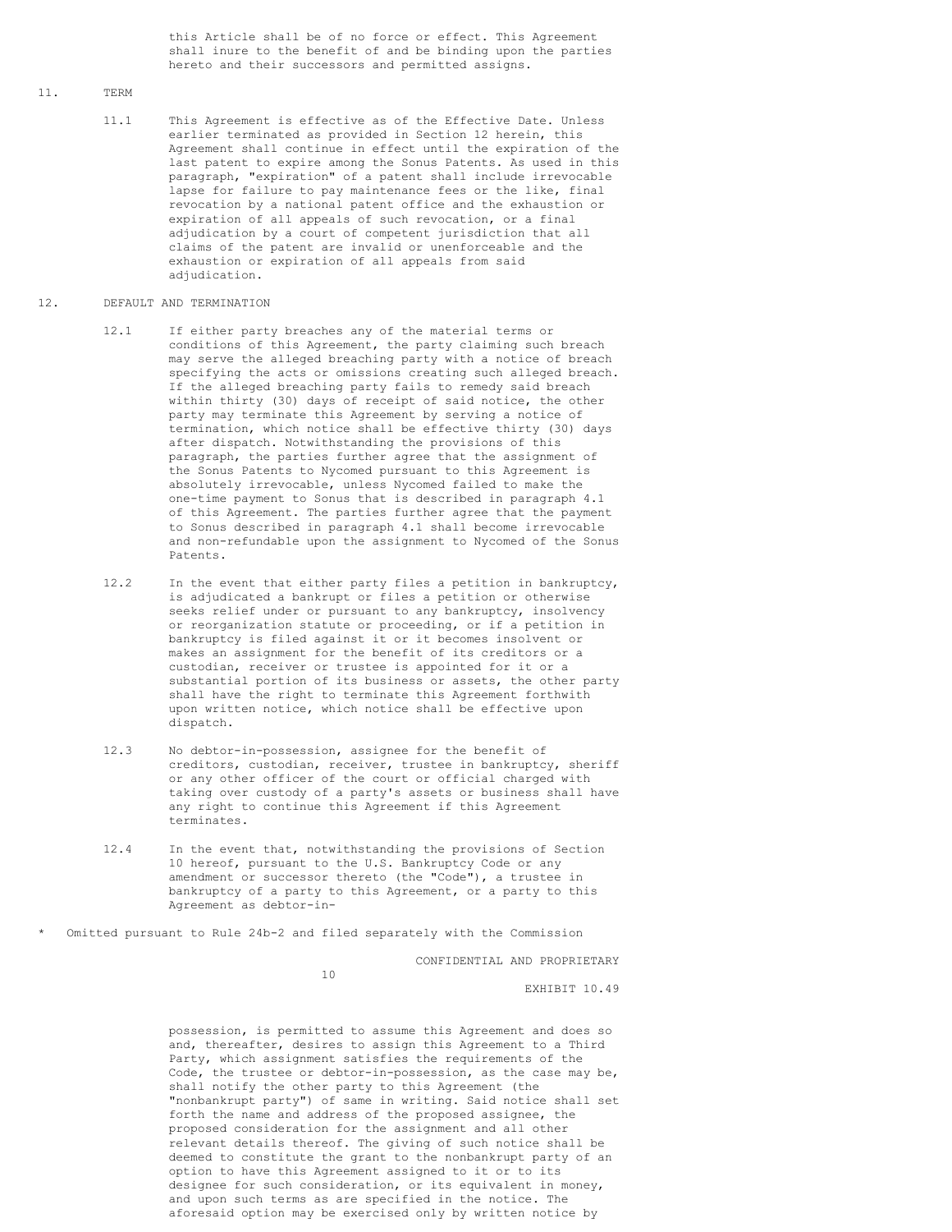this Article shall be of no force or effect. This Agreement shall inure to the benefit of and be binding upon the parties hereto and their successors and permitted assigns.

11. TERM

11.1 This Agreement is effective as of the Effective Date. Unless earlier terminated as provided in Section 12 herein, this Agreement shall continue in effect until the expiration of the last patent to expire among the Sonus Patents. As used in this paragraph, "expiration" of a patent shall include irrevocable lapse for failure to pay maintenance fees or the like, final revocation by a national patent office and the exhaustion or expiration of all appeals of such revocation, or a final adjudication by a court of competent jurisdiction that all claims of the patent are invalid or unenforceable and the exhaustion or expiration of all appeals from said adjudication.

12. DEFAULT AND TERMINATION

12.1 If either party breaches any of the material terms or conditions of this Agreement, the party claiming such breach may serve the alleged breaching party with a notice of breach specifying the acts or omissions creating such alleged breach. If the alleged breaching party fails to remedy said breach within thirty (30) days of receipt of said notice, the other party may terminate this Agreement by serving a notice of termination, which notice shall be effective thirty (30) days after dispatch. Notwithstanding the provisions of this paragraph, the parties further agree that the assignment of the Sonus Patents to Nycomed pursuant to this Agreement is absolutely irrevocable, unless Nycomed failed to make the one-time payment to Sonus that is described in paragraph 4.1 of this Agreement. The parties further agree that the payment to Sonus described in paragraph 4.1 shall become irrevocable and non-refundable upon the assignment to Nycomed of the Sonus Patents.

12.2 In the event that either party files a petition in bankruptcy, is adjudicated a bankrupt or files a petition or otherwise seeks relief under or pursuant to any bankruptcy, insolvency or reorganization statute or proceeding, or if a petition in bankruptcy is filed against it or it becomes insolvent or makes an assignment for the benefit of its creditors or a custodian, receiver or trustee is appointed for it or a substantial portion of its business or assets, the other party shall have the right to terminate this Agreement forthwith upon written notice, which notice shall be effective upon dispatch.

12.3 No debtor-in-possession, assignee for the benefit of creditors, custodian, receiver, trustee in bankruptcy, sheriff or any other officer of the court or official charged with taking over custody of a party's assets or business shall have any right to continue this Agreement if this Agreement terminates.

12.4 In the event that, notwithstanding the provisions of Section 10 hereof, pursuant to the U.S. Bankruptcy Code or any amendment or successor thereto (the "Code"), a trustee in bankruptcy of a party to this Agreement, or a party to this Agreement as debtor-in-possession, is permitted to assume this Agreement and does so and, thereafter, desires to assign this Agreement to a Third Party, which assignment satisfies the requirements of the Code, the trustee or debtor-in-possession, as the case may be, shall notify the other party to this Agreement (the "nonbankrupt party") of same in writing. Said notice shall set forth the name and address of the proposed assignee, the proposed consideration for the assignment and all other relevant details thereof. The giving of such notice shall be deemed to constitute the grant to the nonbankrupt party of an option to have this Agreement assigned to it or to its designee for such consideration, or its equivalent in money, and upon such terms as are specified in the notice. The aforesaid option may be exercised only by written notice by

\* Omitted pursuant to Rule 24b-2 and filed separately with the Commission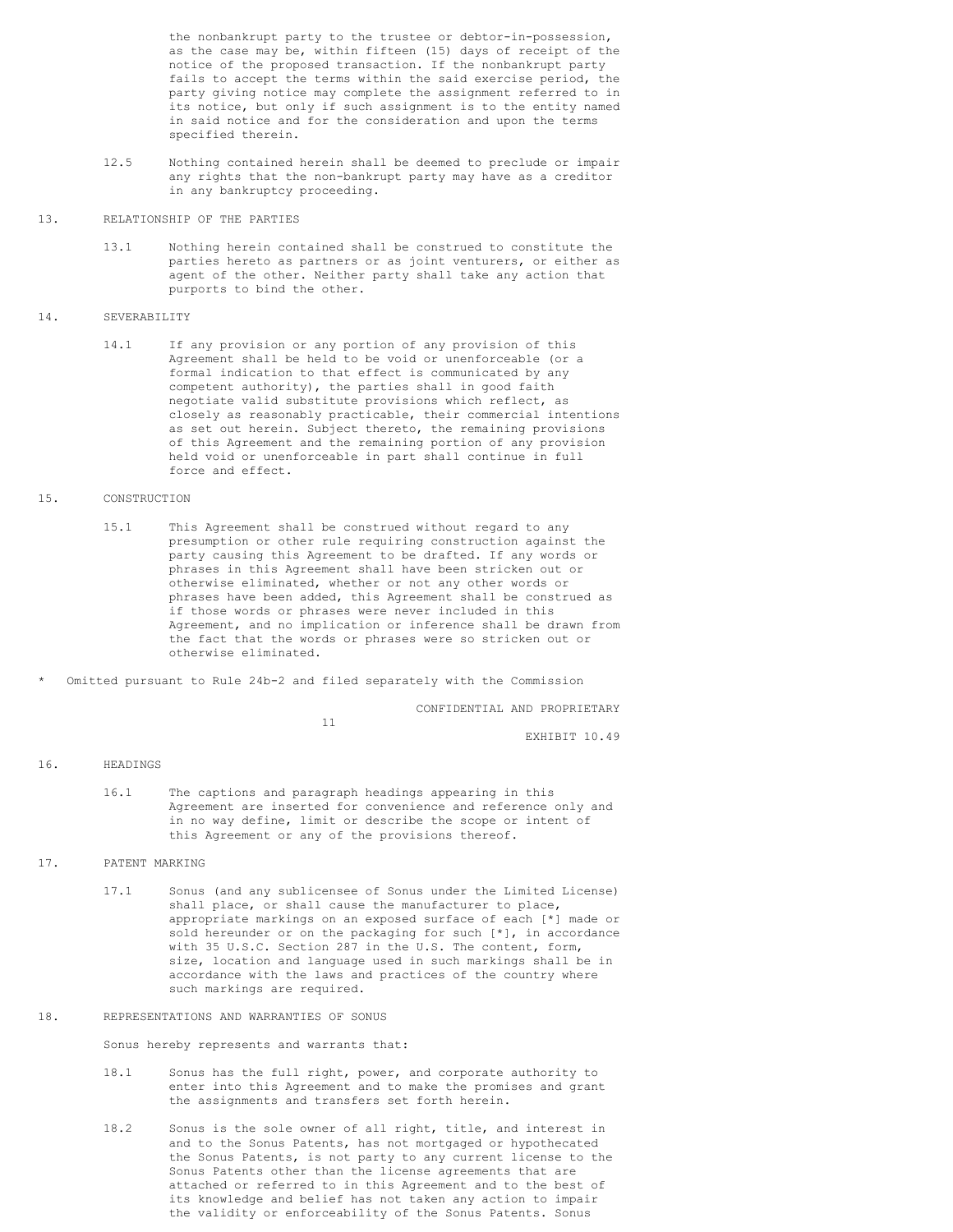the nonbankrupt party to the trustee or debtor-in-possession, as the case may be, within fifteen (15) days of receipt of the notice of the proposed transaction. If the nonbankrupt party fails to accept the terms within the said exercise period, the party giving notice may complete the assignment referred to in its notice, but only if such assignment is to the entity named in said notice and for the consideration and upon the terms specified therein.

12.5 Nothing contained herein shall be deemed to preclude or impair any rights that the non-bankrupt party may have as a creditor in any bankruptcy proceeding.

13. RELATIONSHIP OF THE PARTIES

13.1 Nothing herein contained shall be construed to constitute the parties hereto as partners or as joint venturers, or either as agent of the other. Neither party shall take any action that purports to bind the other.

14. SEVERABILITY

14.1 If any provision or any portion of any provision of this Agreement shall be held to be void or unenforceable (or a formal indication to that effect is communicated by any competent authority), the parties shall in good faith negotiate valid substitute provisions which reflect, as closely as reasonably practicable, their commercial intentions as set out herein. Subject thereto, the remaining provisions of this Agreement and the remaining portion of any provision held void or unenforceable in part shall continue in full force and effect.

15. CONSTRUCTION

15.1 This Agreement shall be construed without regard to any presumption or other rule requiring construction against the party causing this Agreement to be drafted. If any words or phrases in this Agreement shall have been stricken out or otherwise eliminated, whether or not any other words or phrases have been added, this Agreement shall be construed as if those words or phrases were never included in this Agreement, and no implication or inference shall be drawn from the fact that the words or phrases were so stricken out or otherwise eliminated.

\* Omitted pursuant to Rule 24b-2 and filed separately with the Commission

16. HEADINGS

16.1 The captions and paragraph headings appearing in this Agreement are inserted for convenience and reference only and in no way define, limit or describe the scope or intent of this Agreement or any of the provisions thereof.

17. PATENT MARKING

17.1 Sonus (and any sublicensee of Sonus under the Limited License) shall place, or shall cause the manufacturer to place, appropriate markings on an exposed surface of each [*] made or sold hereunder or on the packaging for such [*], in accordance with 35 U.S.C. Section 287 in the U.S. The content, form, size, location and language used in such markings shall be in accordance with the laws and practices of the country where such markings are required.

18. REPRESENTATIONS AND WARRANTIES OF SONUS

Sonus hereby represents and warrants that:

18.1 Sonus has the full right, power, and corporate authority to enter into this Agreement and to make the promises and grant the assignments and transfers set forth herein.

18.2 Sonus is the sole owner of all right, title, and interest in and to the Sonus Patents, has not mortgaged or hypothecated the Sonus Patents, is not party to any current license to the Sonus Patents other than the license agreements that are attached or referred to in this Agreement and to the best of its knowledge and belief has not taken any action to impair the validity or enforceability of the Sonus Patents. Sonus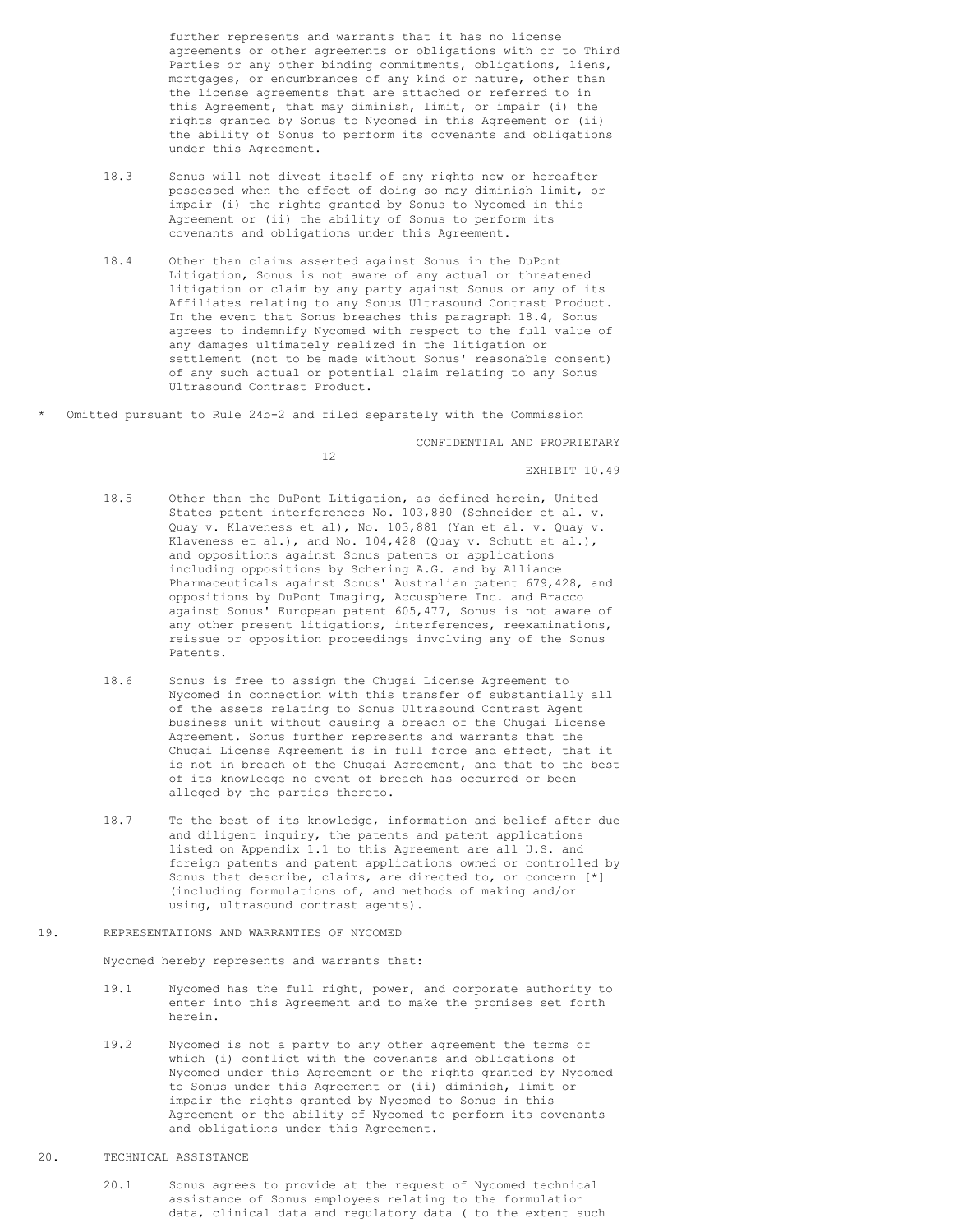further represents and warrants that it has no license agreements or other agreements or obligations with or to Third Parties or any other binding commitments, obligations, liens, mortgages, or encumbrances of any kind or nature, other than the license agreements that are attached or referred to in this Agreement, that may diminish, limit, or impair (i) the rights granted by Sonus to Nycomed in this Agreement or (ii) the ability of Sonus to perform its covenants and obligations under this Agreement.

18.3 Sonus will not divest itself of any rights now or hereafter possessed when the effect of doing so may diminish limit, or impair (i) the rights granted by Sonus to Nycomed in this Agreement or (ii) the ability of Sonus to perform its covenants and obligations under this Agreement.

18.4 Other than claims asserted against Sonus in the DuPont Litigation, Sonus is not aware of any actual or threatened litigation or claim by any party against Sonus or any of its Affiliates relating to any Sonus Ultrasound Contrast Product. In the event that Sonus breaches this paragraph 18.4, Sonus agrees to indemnify Nycomed with respect to the full value of any damages ultimately realized in the litigation or settlement (not to be made without Sonus' reasonable consent) of any such actual or potential claim relating to any Sonus Ultrasound Contrast Product.

\* Omitted pursuant to Rule 24b-2 and filed separately with the Commission

CONFIDENTIAL AND PROPRIETARY

EXHIBIT 10.49

18.5 Other than the DuPont Litigation, as defined herein, United States patent interferences No. 103,880 (Schneider et al. v. Quay v. Klaveness et al), No. 103,881 (Yan et al. v. Quay v. Klaveness et al.), and No. 104,428 (Quay v. Schutt et al.), and oppositions against Sonus patents or applications including oppositions by Schering A.G. and by Alliance Pharmaceuticals against Sonus' Australian patent 679,428, and oppositions by DuPont Imaging, Accusphere Inc. and Bracco against Sonus' European patent 605,477, Sonus is not aware of any other present litigations, interferences, reexaminations, reissue or opposition proceedings involving any of the Sonus Patents.

18.6 Sonus is free to assign the Chugai License Agreement to Nycomed in connection with this transfer of substantially all of the assets relating to Sonus Ultrasound Contrast Agent business unit without causing a breach of the Chugai License Agreement. Sonus further represents and warrants that the Chugai License Agreement is in full force and effect, that it is not in breach of the Chugai Agreement, and that to the best of its knowledge no event of breach has occurred or been alleged by the parties thereto.

18.7 To the best of its knowledge, information and belief after due and diligent inquiry, the patents and patent applications listed on Appendix 1.1 to this Agreement are all U.S. and foreign patents and patent applications owned or controlled by Sonus that describe, claims, are directed to, or concern [*] (including formulations of, and methods of making and/or using, ultrasound contrast agents).

19. REPRESENTATIONS AND WARRANTIES OF NYCOMED

Nycomed hereby represents and warrants that:

19.1 Nycomed has the full right, power, and corporate authority to enter into this Agreement and to make the promises set forth herein.

19.2 Nycomed is not a party to any other agreement the terms of which (i) conflict with the covenants and obligations of Nycomed under this Agreement or the rights granted by Nycomed to Sonus under this Agreement or (ii) diminish, limit or impair the rights granted by Nycomed to Sonus in this Agreement or the ability of Nycomed to perform its covenants and obligations under this Agreement.

20. TECHNICAL ASSISTANCE

20.1 Sonus agrees to provide at the request of Nycomed technical assistance of Sonus employees relating to the formulation data, clinical data and regulatory data ( to the extent such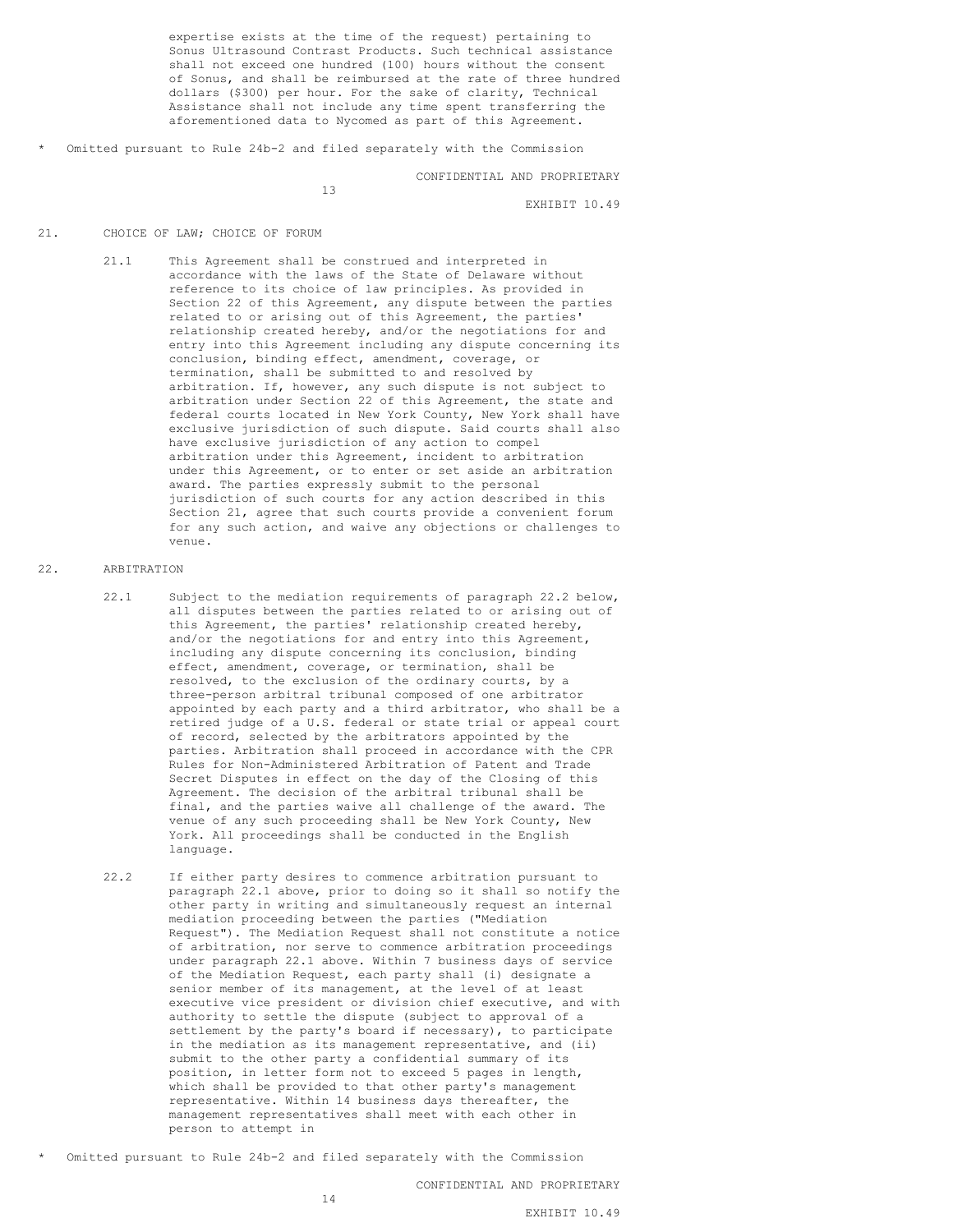expertise exists at the time of the request) pertaining to Sonus Ultrasound Contrast Products. Such technical assistance shall not exceed one hundred (100) hours without the consent of Sonus, and shall be reimbursed at the rate of three hundred dollars ($300) per hour. For the sake of clarity, Technical Assistance shall not include any time spent transferring the aforementioned data to Nycomed as part of this Agreement.

* Omitted pursuant to Rule 24b-2 and filed separately with the Commission

CONFIDENTIAL AND PROPRIETARY

EXHIBIT 10.49

21. CHOICE OF LAW; CHOICE OF FORUM

21.1 This Agreement shall be construed and interpreted in accordance with the laws of the State of Delaware without reference to its choice of law principles. As provided in Section 22 of this Agreement, any dispute between the parties related to or arising out of this Agreement, the parties' relationship created hereby, and/or the negotiations for and entry into this Agreement including any dispute concerning its conclusion, binding effect, amendment, coverage, or termination, shall be submitted to and resolved by arbitration. If, however, any such dispute is not subject to arbitration under Section 22 of this Agreement, the state and federal courts located in New York County, New York shall have exclusive jurisdiction of such dispute. Said courts shall also have exclusive jurisdiction of any action to compel arbitration under this Agreement, incident to arbitration under this Agreement, or to enter or set aside an arbitration award. The parties expressly submit to the personal jurisdiction of such courts for any action described in this Section 21, agree that such courts provide a convenient forum for any such action, and waive any objections or challenges to venue.

22. ARBITRATION

22.1 Subject to the mediation requirements of paragraph 22.2 below, all disputes between the parties related to or arising out of this Agreement, the parties' relationship created hereby, and/or the negotiations for and entry into this Agreement, including any dispute concerning its conclusion, binding effect, amendment, coverage, or termination, shall be resolved, to the exclusion of the ordinary courts, by a three-person arbitral tribunal composed of one arbitrator appointed by each party and a third arbitrator, who shall be a retired judge of a U.S. federal or state trial or appeal court of record, selected by the arbitrators appointed by the parties. Arbitration shall proceed in accordance with the CPR Rules for Non-Administered Arbitration of Patent and Trade Secret Disputes in effect on the day of the Closing of this Agreement. The decision of the arbitral tribunal shall be final, and the parties waive all challenge of the award. The venue of any such proceeding shall be New York County, New York. All proceedings shall be conducted in the English language.

22.2 If either party desires to commence arbitration pursuant to paragraph 22.1 above, prior to doing so it shall so notify the other party in writing and simultaneously request an internal mediation proceeding between the parties ("Mediation Request"). The Mediation Request shall not constitute a notice of arbitration, nor serve to commence arbitration proceedings under paragraph 22.1 above. Within 7 business days of service of the Mediation Request, each party shall (i) designate a senior member of its management, at the level of at least executive vice president or division chief executive, and with authority to settle the dispute (subject to approval of a settlement by the party's board if necessary), to participate in the mediation as its management representative, and (ii) submit to the other party a confidential summary of its position, in letter form not to exceed 5 pages in length, which shall be provided to that other party's management representative. Within 14 business days thereafter, the management representatives shall meet with each other in person to attempt in

* Omitted pursuant to Rule 24b-2 and filed separately with the Commission

CONFIDENTIAL AND PROPRIETARY

EXHIBIT 10.49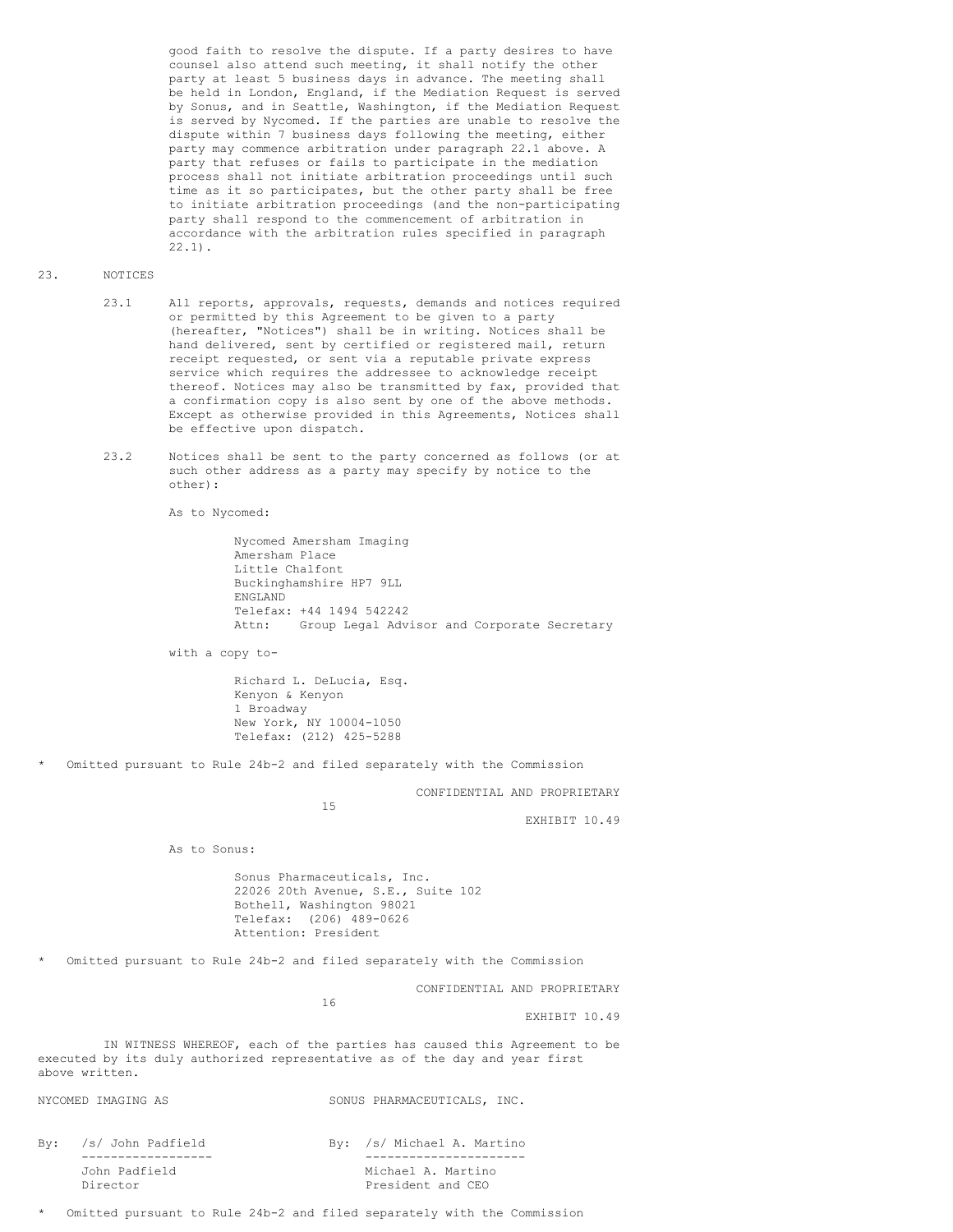good faith to resolve the dispute. If a party desires to have counsel also attend such meeting, it shall notify the other party at least 5 business days in advance. The meeting shall be held in London, England, if the Mediation Request is served by Sonus, and in Seattle, Washington, if the Mediation Request is served by Nycomed. If the parties are unable to resolve the dispute within 7 business days following the meeting, either party may commence arbitration under paragraph 22.1 above. A party that refuses or fails to participate in the mediation process shall not initiate arbitration proceedings until such time as it so participates, but the other party shall be free to initiate arbitration proceedings (and the non-participating party shall respond to the commencement of arbitration in accordance with the arbitration rules specified in paragraph 22.1).

23. NOTICES

23.1 All reports, approvals, requests, demands and notices required or permitted by this Agreement to be given to a party (hereafter, "Notices") shall be in writing. Notices shall be hand delivered, sent by certified or registered mail, return receipt requested, or sent via a reputable private express service which requires the addressee to acknowledge receipt thereof. Notices may also be transmitted by fax, provided that a confirmation copy is also sent by one of the above methods. Except as otherwise provided in this Agreements, Notices shall be effective upon dispatch.

23.2 Notices shall be sent to the party concerned as follows (or at such other address as a party may specify by notice to the other):

As to Nycomed:

Nycomed Amersham Imaging
Amersham Place
Little Chalfont
Buckinghamshire HP7 9LL
ENGLAND
Telefax: +44 1494 542242
Attn: Group Legal Advisor and Corporate Secretary

with a copy to-

Richard L. DeLucia, Esq.
Kenyon & Kenyon
1 Broadway
New York, NY 10004-1050
Telefax: (212) 425-5288

\* Omitted pursuant to Rule 24b-2 and filed separately with the Commission

As to Sonus:

Sonus Pharmaceuticals, Inc.
22026 20th Avenue, S.E., Suite 102
Bothell, Washington 98021
Telefax: (206) 489-0626
Attention: President

\* Omitted pursuant to Rule 24b-2 and filed separately with the Commission

IN WITNESS WHEREOF, each of the parties has caused this Agreement to be executed by its duly authorized representative as of the day and year first above written.

| NYCOMED IMAGING AS | SONUS PHARMACEUTICALS, INC. |
|---|---|
| By: /s/ John Padfield | By: /s/ Michael A. Martino |
| John Padfield | Michael A. Martino |
| Director | President and CEO |

\* Omitted pursuant to Rule 24b-2 and filed separately with the Commission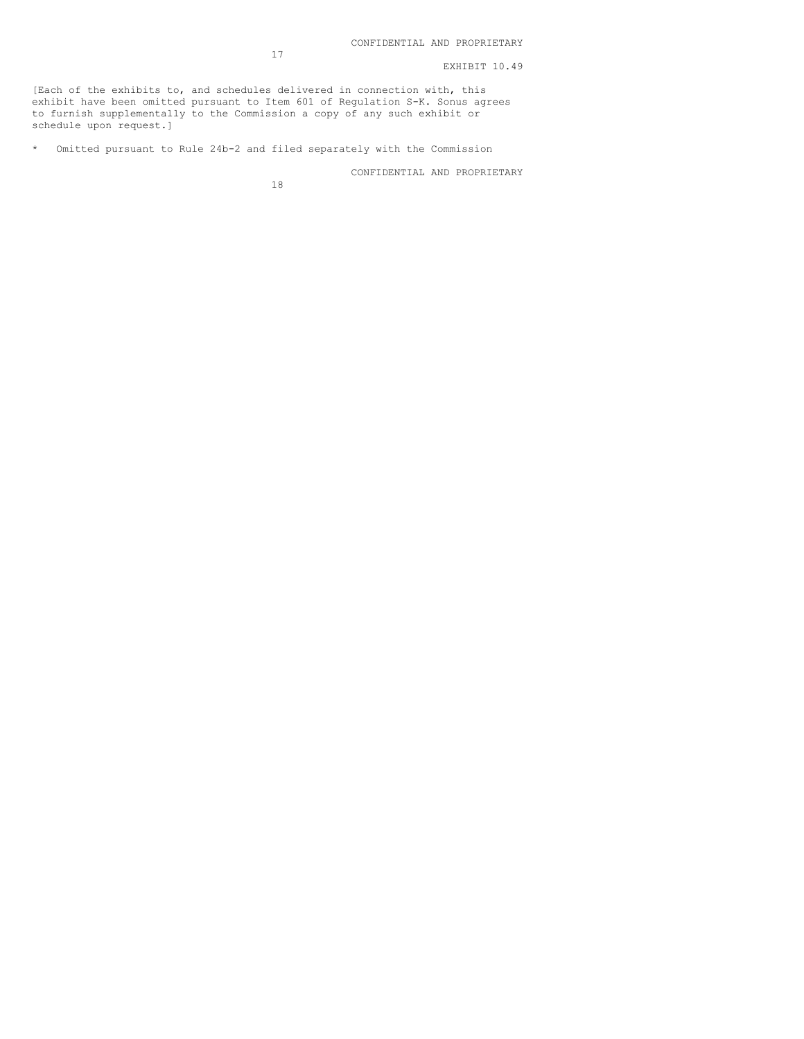EXHIBIT 10.49

[Each of the exhibits to, and schedules delivered in connection with, this exhibit have been omitted pursuant to Item 601 of Regulation S-K. Sonus agrees to furnish supplementally to the Commission a copy of any such exhibit or schedule upon request.]

* Omitted pursuant to Rule 24b-2 and filed separately with the Commission